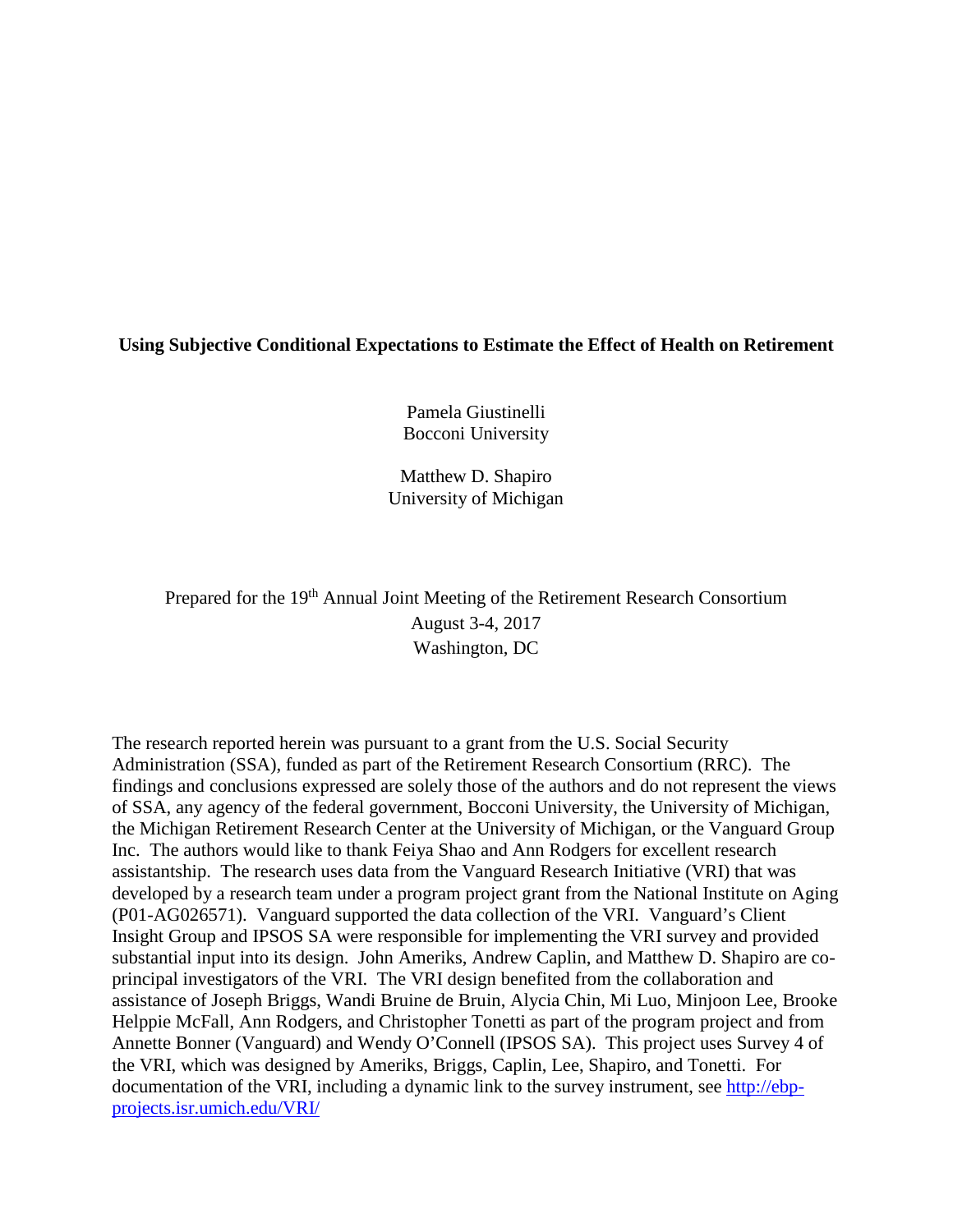# Using Subjective Conditional Expectations to Estimate the Effect of Health on Retirement

Pamela Giustinelli
Bocconi University

Matthew D. Shapiro
University of Michigan

Prepared for the 19th Annual Joint Meeting of the Retirement Research Consortium
August 3-4, 2017
Washington, DC

The research reported herein was pursuant to a grant from the U.S. Social Security Administration (SSA), funded as part of the Retirement Research Consortium (RRC). The findings and conclusions expressed are solely those of the authors and do not represent the views of SSA, any agency of the federal government, Bocconi University, the University of Michigan, the Michigan Retirement Research Center at the University of Michigan, or the Vanguard Group Inc. The authors would like to thank Feiya Shao and Ann Rodgers for excellent research assistantship. The research uses data from the Vanguard Research Initiative (VRI) that was developed by a research team under a program project grant from the National Institute on Aging (P01-AG026571). Vanguard supported the data collection of the VRI. Vanguard's Client Insight Group and IPSOS SA were responsible for implementing the VRI survey and provided substantial input into its design. John Ameriks, Andrew Caplin, and Matthew D. Shapiro are co-principal investigators of the VRI. The VRI design benefited from the collaboration and assistance of Joseph Briggs, Wandi Bruine de Bruin, Alycia Chin, Mi Luo, Minjoon Lee, Brooke Helppie McFall, Ann Rodgers, and Christopher Tonetti as part of the program project and from Annette Bonner (Vanguard) and Wendy O'Connell (IPSOS SA). This project uses Survey 4 of the VRI, which was designed by Ameriks, Briggs, Caplin, Lee, Shapiro, and Tonetti. For documentation of the VRI, including a dynamic link to the survey instrument, see [http://ebp-projects.isr.umich.edu/VRI/](http://ebp-projects.isr.umich.edu/VRI/)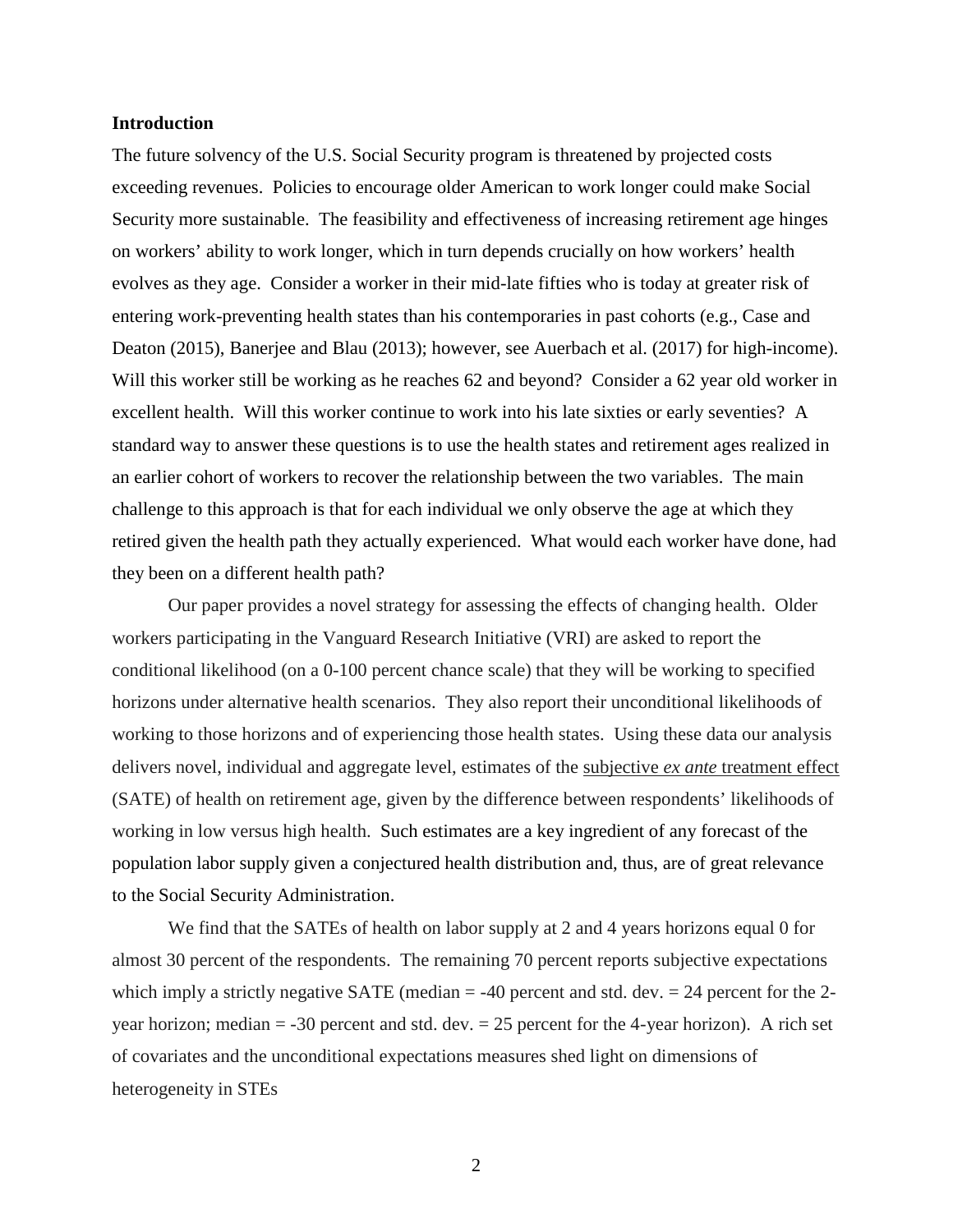## Introduction

The future solvency of the U.S. Social Security program is threatened by projected costs exceeding revenues. Policies to encourage older American to work longer could make Social Security more sustainable. The feasibility and effectiveness of increasing retirement age hinges on workers' ability to work longer, which in turn depends crucially on how workers' health evolves as they age. Consider a worker in their mid-late fifties who is today at greater risk of entering work-preventing health states than his contemporaries in past cohorts (e.g., Case and Deaton (2015), Banerjee and Blau (2013); however, see Auerbach et al. (2017) for high-income). Will this worker still be working as he reaches 62 and beyond? Consider a 62 year old worker in excellent health. Will this worker continue to work into his late sixties or early seventies? A standard way to answer these questions is to use the health states and retirement ages realized in an earlier cohort of workers to recover the relationship between the two variables. The main challenge to this approach is that for each individual we only observe the age at which they retired given the health path they actually experienced. What would each worker have done, had they been on a different health path?

Our paper provides a novel strategy for assessing the effects of changing health. Older workers participating in the Vanguard Research Initiative (VRI) are asked to report the conditional likelihood (on a 0-100 percent chance scale) that they will be working to specified horizons under alternative health scenarios. They also report their unconditional likelihoods of working to those horizons and of experiencing those health states. Using these data our analysis delivers novel, individual and aggregate level, estimates of the subjective *ex ante* treatment effect (SATE) of health on retirement age, given by the difference between respondents' likelihoods of working in low versus high health. Such estimates are a key ingredient of any forecast of the population labor supply given a conjectured health distribution and, thus, are of great relevance to the Social Security Administration.

We find that the SATEs of health on labor supply at 2 and 4 years horizons equal 0 for almost 30 percent of the respondents. The remaining 70 percent reports subjective expectations which imply a strictly negative SATE (median = -40 percent and std. dev. = 24 percent for the 2-year horizon; median = -30 percent and std. dev. = 25 percent for the 4-year horizon). A rich set of covariates and the unconditional expectations measures shed light on dimensions of heterogeneity in STEs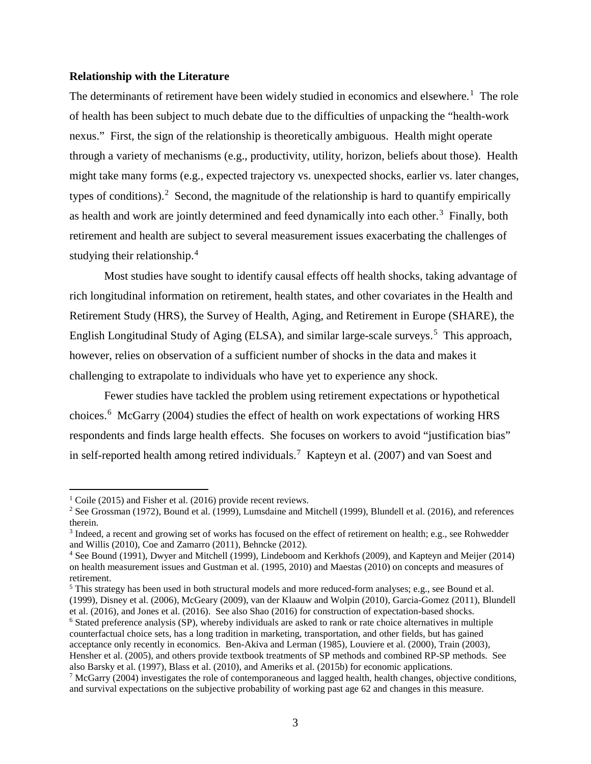**Relationship with the Literature**

The determinants of retirement have been widely studied in economics and elsewhere.[1] The role of health has been subject to much debate due to the difficulties of unpacking the "health-work nexus." First, the sign of the relationship is theoretically ambiguous. Health might operate through a variety of mechanisms (e.g., productivity, utility, horizon, beliefs about those). Health might take many forms (e.g., expected trajectory vs. unexpected shocks, earlier vs. later changes, types of conditions).[2] Second, the magnitude of the relationship is hard to quantify empirically as health and work are jointly determined and feed dynamically into each other.[3] Finally, both retirement and health are subject to several measurement issues exacerbating the challenges of studying their relationship.[4]

Most studies have sought to identify causal effects off health shocks, taking advantage of rich longitudinal information on retirement, health states, and other covariates in the Health and Retirement Study (HRS), the Survey of Health, Aging, and Retirement in Europe (SHARE), the English Longitudinal Study of Aging (ELSA), and similar large-scale surveys.[5] This approach, however, relies on observation of a sufficient number of shocks in the data and makes it challenging to extrapolate to individuals who have yet to experience any shock.

Fewer studies have tackled the problem using retirement expectations or hypothetical choices.[6] McGarry (2004) studies the effect of health on work expectations of working HRS respondents and finds large health effects. She focuses on workers to avoid "justification bias" in self-reported health among retired individuals.[7] Kapteyn et al. (2007) and van Soest and

---

[1] Coile (2015) and Fisher et al. (2016) provide recent reviews.

[2] See Grossman (1972), Bound et al. (1999), Lumsdaine and Mitchell (1999), Blundell et al. (2016), and references therein.

[3] Indeed, a recent and growing set of works has focused on the effect of retirement on health; e.g., see Rohwedder and Willis (2010), Coe and Zamarro (2011), Behncke (2012).

[4] See Bound (1991), Dwyer and Mitchell (1999), Lindeboom and Kerkhofs (2009), and Kapteyn and Meijer (2014) on health measurement issues and Gustman et al. (1995, 2010) and Maestas (2010) on concepts and measures of retirement.

[5] This strategy has been used in both structural models and more reduced-form analyses; e.g., see Bound et al. (1999), Disney et al. (2006), McGeary (2009), van der Klaauw and Wolpin (2010), Garcia-Gomez (2011), Blundell et al. (2016), and Jones et al. (2016). See also Shao (2016) for construction of expectation-based shocks.

[6] Stated preference analysis (SP), whereby individuals are asked to rank or rate choice alternatives in multiple counterfactual choice sets, has a long tradition in marketing, transportation, and other fields, but has gained acceptance only recently in economics. Ben-Akiva and Lerman (1985), Louviere et al. (2000), Train (2003), Hensher et al. (2005), and others provide textbook treatments of SP methods and combined RP-SP methods. See also Barsky et al. (1997), Blass et al. (2010), and Ameriks et al. (2015b) for economic applications.

[7] McGarry (2004) investigates the role of contemporaneous and lagged health, health changes, objective conditions, and survival expectations on the subjective probability of working past age 62 and changes in this measure.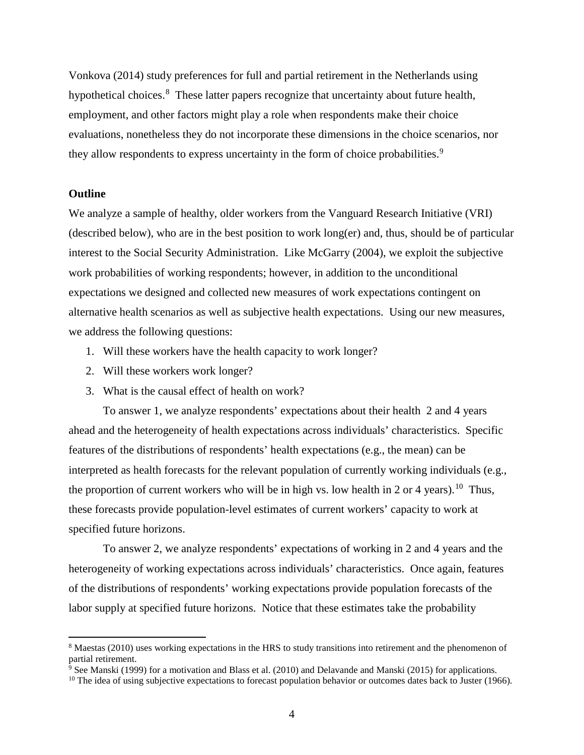Vonkova (2014) study preferences for full and partial retirement in the Netherlands using hypothetical choices.[8] These latter papers recognize that uncertainty about future health, employment, and other factors might play a role when respondents make their choice evaluations, nonetheless they do not incorporate these dimensions in the choice scenarios, nor they allow respondents to express uncertainty in the form of choice probabilities.[9]

**Outline**

We analyze a sample of healthy, older workers from the Vanguard Research Initiative (VRI) (described below), who are in the best position to work long(er) and, thus, should be of particular interest to the Social Security Administration. Like McGarry (2004), we exploit the subjective work probabilities of working respondents; however, in addition to the unconditional expectations we designed and collected new measures of work expectations contingent on alternative health scenarios as well as subjective health expectations. Using our new measures, we address the following questions:

1. Will these workers have the health capacity to work longer?
2. Will these workers work longer?
3. What is the causal effect of health on work?

To answer 1, we analyze respondents' expectations about their health 2 and 4 years ahead and the heterogeneity of health expectations across individuals' characteristics. Specific features of the distributions of respondents' health expectations (e.g., the mean) can be interpreted as health forecasts for the relevant population of currently working individuals (e.g., the proportion of current workers who will be in high vs. low health in 2 or 4 years).[10] Thus, these forecasts provide population-level estimates of current workers' capacity to work at specified future horizons.

To answer 2, we analyze respondents' expectations of working in 2 and 4 years and the heterogeneity of working expectations across individuals' characteristics. Once again, features of the distributions of respondents' working expectations provide population forecasts of the labor supply at specified future horizons. Notice that these estimates take the probability

---

[8] Maestas (2010) uses working expectations in the HRS to study transitions into retirement and the phenomenon of partial retirement.

[9] See Manski (1999) for a motivation and Blass et al. (2010) and Delavande and Manski (2015) for applications.

[10] The idea of using subjective expectations to forecast population behavior or outcomes dates back to Juster (1966).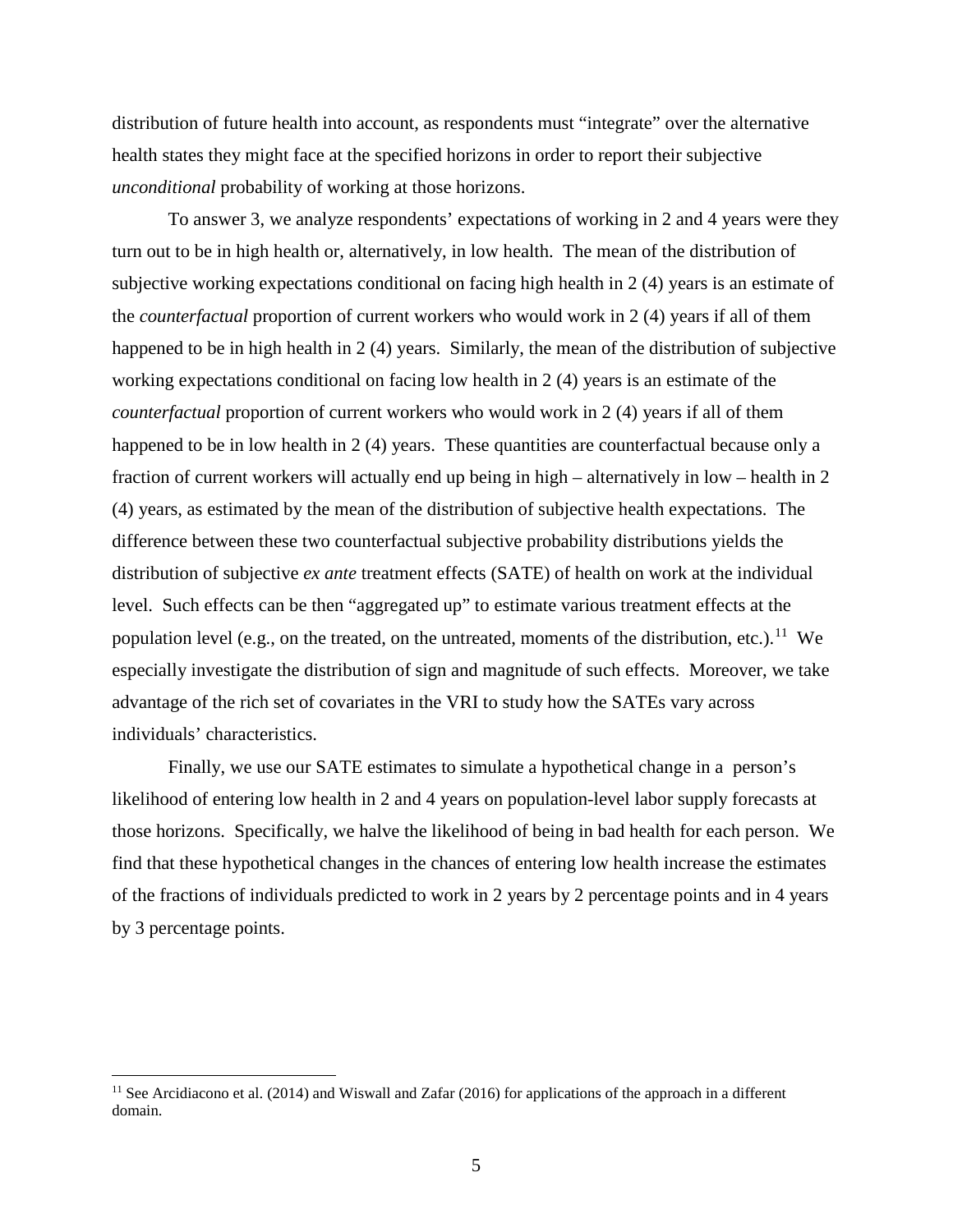distribution of future health into account, as respondents must "integrate" over the alternative health states they might face at the specified horizons in order to report their subjective *unconditional* probability of working at those horizons.

To answer 3, we analyze respondents' expectations of working in 2 and 4 years were they turn out to be in high health or, alternatively, in low health. The mean of the distribution of subjective working expectations conditional on facing high health in 2 (4) years is an estimate of the *counterfactual* proportion of current workers who would work in 2 (4) years if all of them happened to be in high health in 2 (4) years. Similarly, the mean of the distribution of subjective working expectations conditional on facing low health in 2 (4) years is an estimate of the *counterfactual* proportion of current workers who would work in 2 (4) years if all of them happened to be in low health in 2 (4) years. These quantities are counterfactual because only a fraction of current workers will actually end up being in high – alternatively in low – health in 2 (4) years, as estimated by the mean of the distribution of subjective health expectations. The difference between these two counterfactual subjective probability distributions yields the distribution of subjective *ex ante* treatment effects (SATE) of health on work at the individual level. Such effects can be then "aggregated up" to estimate various treatment effects at the population level (e.g., on the treated, on the untreated, moments of the distribution, etc.).[11] We especially investigate the distribution of sign and magnitude of such effects. Moreover, we take advantage of the rich set of covariates in the VRI to study how the SATEs vary across individuals' characteristics.

Finally, we use our SATE estimates to simulate a hypothetical change in a person's likelihood of entering low health in 2 and 4 years on population-level labor supply forecasts at those horizons. Specifically, we halve the likelihood of being in bad health for each person. We find that these hypothetical changes in the chances of entering low health increase the estimates of the fractions of individuals predicted to work in 2 years by 2 percentage points and in 4 years by 3 percentage points.

[11] See Arcidiacono et al. (2014) and Wiswall and Zafar (2016) for applications of the approach in a different domain.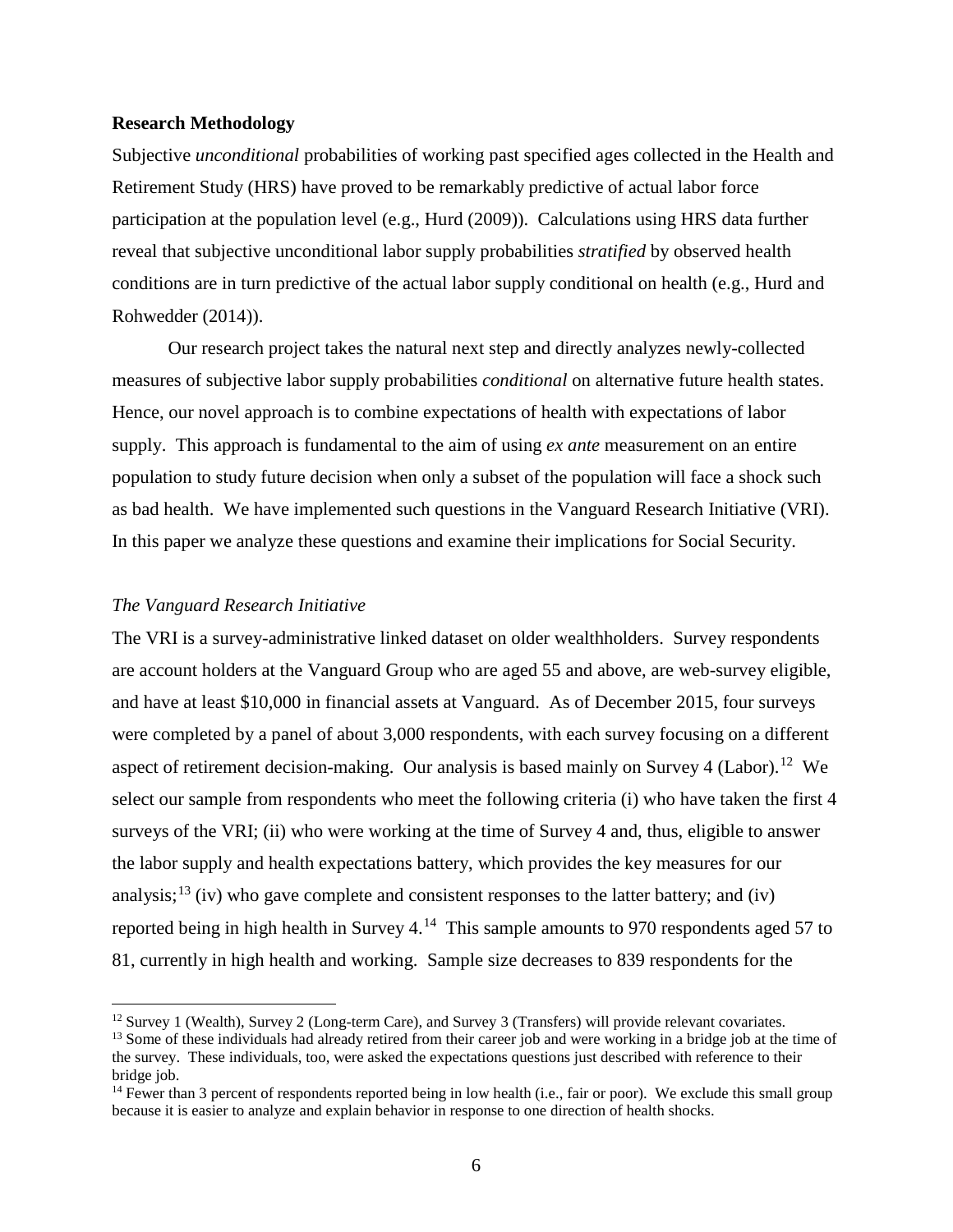**Research Methodology**

Subjective *unconditional* probabilities of working past specified ages collected in the Health and Retirement Study (HRS) have proved to be remarkably predictive of actual labor force participation at the population level (e.g., Hurd (2009)). Calculations using HRS data further reveal that subjective unconditional labor supply probabilities *stratified* by observed health conditions are in turn predictive of the actual labor supply conditional on health (e.g., Hurd and Rohwedder (2014)).

Our research project takes the natural next step and directly analyzes newly-collected measures of subjective labor supply probabilities *conditional* on alternative future health states. Hence, our novel approach is to combine expectations of health with expectations of labor supply. This approach is fundamental to the aim of using *ex ante* measurement on an entire population to study future decision when only a subset of the population will face a shock such as bad health. We have implemented such questions in the Vanguard Research Initiative (VRI). In this paper we analyze these questions and examine their implications for Social Security.

*The Vanguard Research Initiative*

The VRI is a survey-administrative linked dataset on older wealthholders. Survey respondents are account holders at the Vanguard Group who are aged 55 and above, are web-survey eligible, and have at least $10,000 in financial assets at Vanguard. As of December 2015, four surveys were completed by a panel of about 3,000 respondents, with each survey focusing on a different aspect of retirement decision-making. Our analysis is based mainly on Survey 4 (Labor).[12] We select our sample from respondents who meet the following criteria (i) who have taken the first 4 surveys of the VRI; (ii) who were working at the time of Survey 4 and, thus, eligible to answer the labor supply and health expectations battery, which provides the key measures for our analysis;[13] (iv) who gave complete and consistent responses to the latter battery; and (iv) reported being in high health in Survey 4.[14] This sample amounts to 970 respondents aged 57 to 81, currently in high health and working. Sample size decreases to 839 respondents for the

[12] Survey 1 (Wealth), Survey 2 (Long-term Care), and Survey 3 (Transfers) will provide relevant covariates.

[13] Some of these individuals had already retired from their career job and were working in a bridge job at the time of the survey. These individuals, too, were asked the expectations questions just described with reference to their bridge job.

[14] Fewer than 3 percent of respondents reported being in low health (i.e., fair or poor). We exclude this small group because it is easier to analyze and explain behavior in response to one direction of health shocks.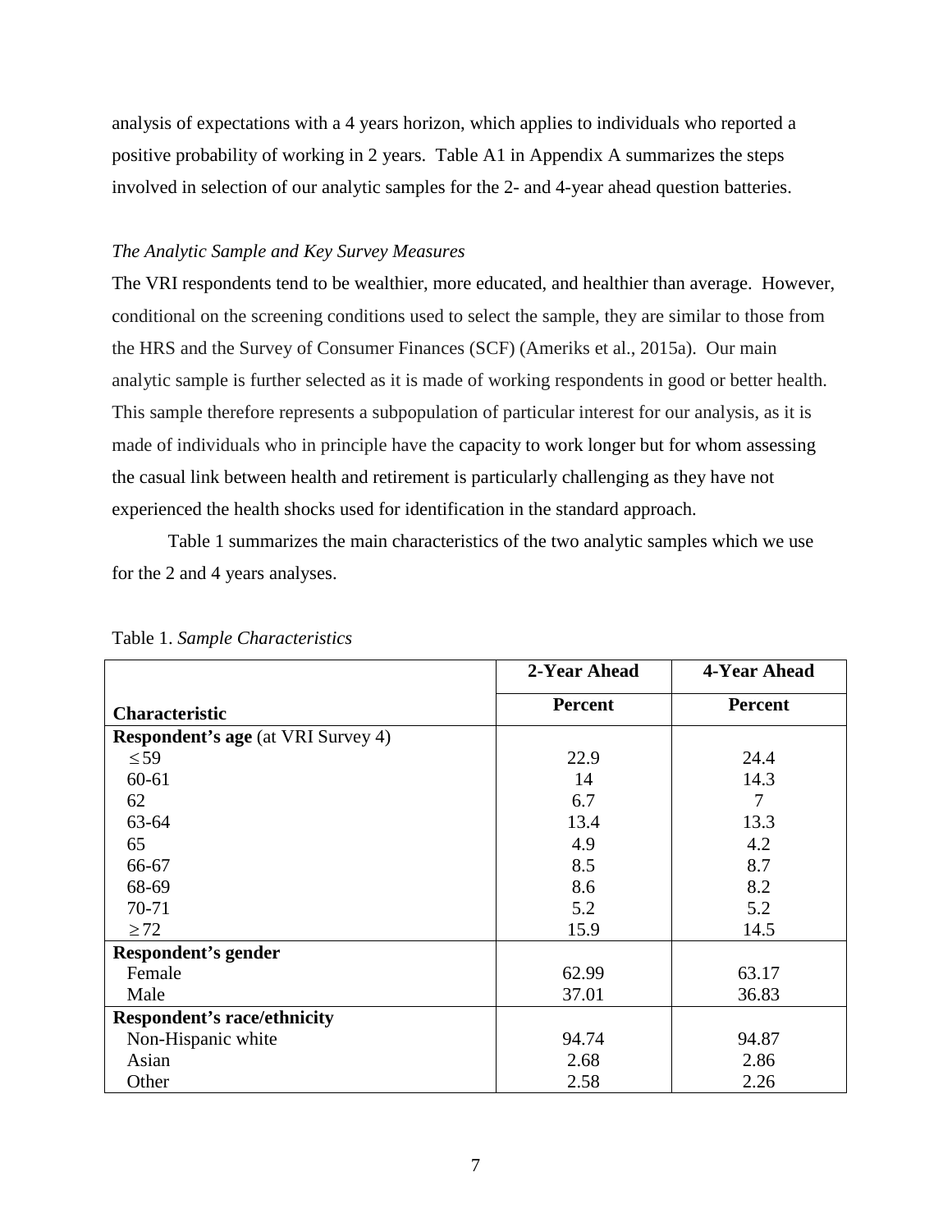analysis of expectations with a 4 years horizon, which applies to individuals who reported a positive probability of working in 2 years. Table A1 in Appendix A summarizes the steps involved in selection of our analytic samples for the 2- and 4-year ahead question batteries.

*The Analytic Sample and Key Survey Measures*

The VRI respondents tend to be wealthier, more educated, and healthier than average. However, conditional on the screening conditions used to select the sample, they are similar to those from the HRS and the Survey of Consumer Finances (SCF) (Ameriks et al., 2015a). Our main analytic sample is further selected as it is made of working respondents in good or better health. This sample therefore represents a subpopulation of particular interest for our analysis, as it is made of individuals who in principle have the capacity to work longer but for whom assessing the casual link between health and retirement is particularly challenging as they have not experienced the health shocks used for identification in the standard approach.

Table 1 summarizes the main characteristics of the two analytic samples which we use for the 2 and 4 years analyses.

Table 1. *Sample Characteristics*

| | **2-Year Ahead** | **4-Year Ahead** |
|---|---|---|
| **Characteristic** | **Percent** | **Percent** |
| **Respondent's age** (at VRI Survey 4) | | |
| ≤59 | 22.9 | 24.4 |
| 60-61 | 14 | 14.3 |
| 62 | 6.7 | 7 |
| 63-64 | 13.4 | 13.3 |
| 65 | 4.9 | 4.2 |
| 66-67 | 8.5 | 8.7 |
| 68-69 | 8.6 | 8.2 |
| 70-71 | 5.2 | 5.2 |
| ≥72 | 15.9 | 14.5 |
| **Respondent's gender** | | |
| Female | 62.99 | 63.17 |
| Male | 37.01 | 36.83 |
| **Respondent's race/ethnicity** | | |
| Non-Hispanic white | 94.74 | 94.87 |
| Asian | 2.68 | 2.86 |
| Other | 2.58 | 2.26 |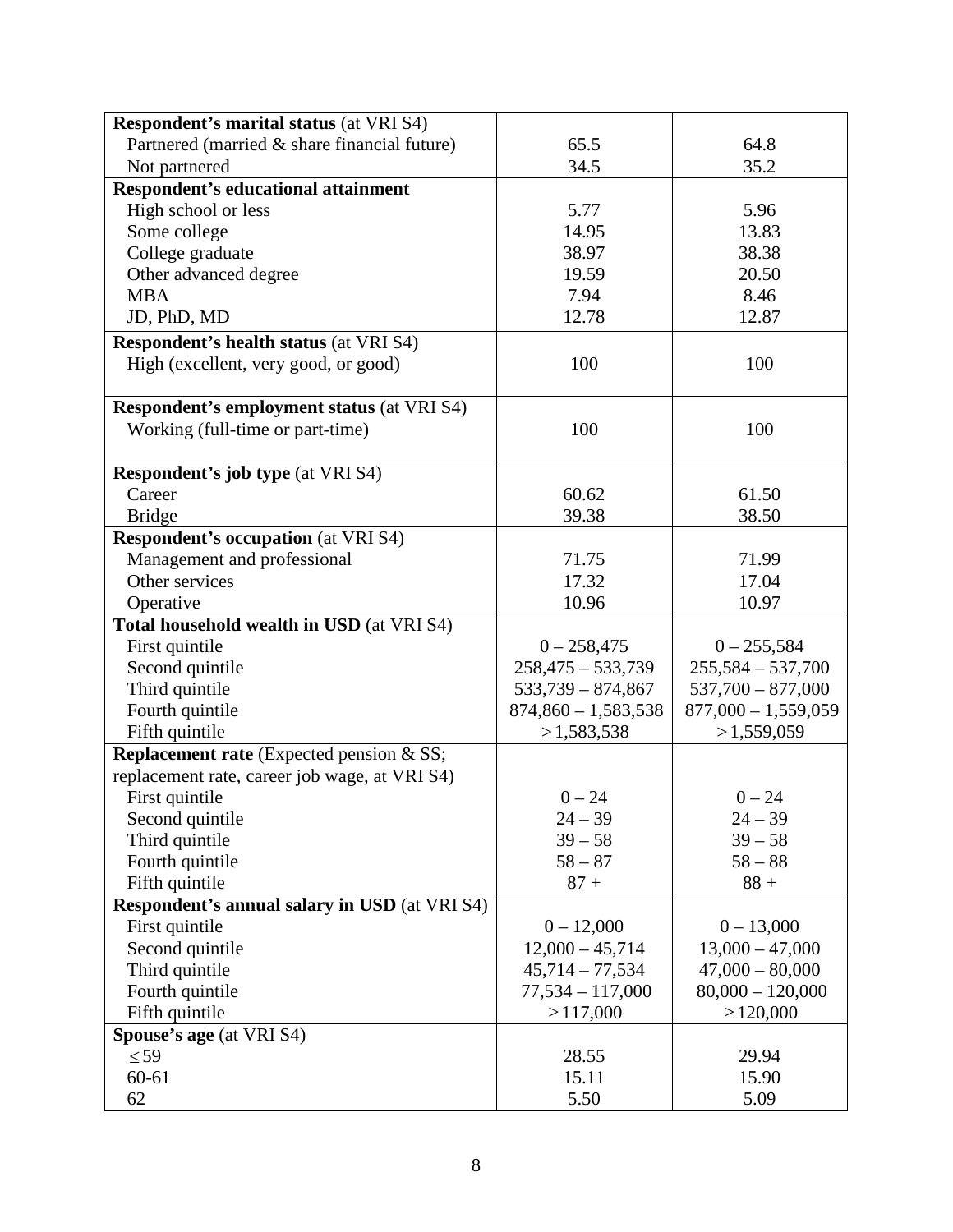| **Respondent's marital status** (at VRI S4) | | |
|---|---|---|
| Partnered (married & share financial future) | 65.5 | 64.8 |
| Not partnered | 34.5 | 35.2 |
| **Respondent's educational attainment** | | |
| High school or less | 5.77 | 5.96 |
| Some college | 14.95 | 13.83 |
| College graduate | 38.97 | 38.38 |
| Other advanced degree | 19.59 | 20.50 |
| MBA | 7.94 | 8.46 |
| JD, PhD, MD | 12.78 | 12.87 |
| **Respondent's health status** (at VRI S4) | | |
| High (excellent, very good, or good) | 100 | 100 |
| **Respondent's employment status** (at VRI S4) | | |
| Working (full-time or part-time) | 100 | 100 |
| **Respondent's job type** (at VRI S4) | | |
| Career | 60.62 | 61.50 |
| Bridge | 39.38 | 38.50 |
| **Respondent's occupation** (at VRI S4) | | |
| Management and professional | 71.75 | 71.99 |
| Other services | 17.32 | 17.04 |
| Operative | 10.96 | 10.97 |
| **Total household wealth in USD** (at VRI S4) | | |
| First quintile | 0 – 258,475 | 0 – 255,584 |
| Second quintile | 258,475 – 533,739 | 255,584 – 537,700 |
| Third quintile | 533,739 – 874,867 | 537,700 – 877,000 |
| Fourth quintile | 874,860 – 1,583,538 | 877,000 – 1,559,059 |
| Fifth quintile | ≥ 1,583,538 | ≥ 1,559,059 |
| **Replacement rate** (Expected pension & SS; replacement rate, career job wage, at VRI S4) | | |
| First quintile | 0 – 24 | 0 – 24 |
| Second quintile | 24 – 39 | 24 – 39 |
| Third quintile | 39 – 58 | 39 – 58 |
| Fourth quintile | 58 – 87 | 58 – 88 |
| Fifth quintile | 87 + | 88 + |
| **Respondent's annual salary in USD** (at VRI S4) | | |
| First quintile | 0 – 12,000 | 0 – 13,000 |
| Second quintile | 12,000 – 45,714 | 13,000 – 47,000 |
| Third quintile | 45,714 – 77,534 | 47,000 – 80,000 |
| Fourth quintile | 77,534 – 117,000 | 80,000 – 120,000 |
| Fifth quintile | ≥ 117,000 | ≥ 120,000 |
| **Spouse's age** (at VRI S4) | | |
| ≤ 59 | 28.55 | 29.94 |
| 60-61 | 15.11 | 15.90 |
| 62 | 5.50 | 5.09 |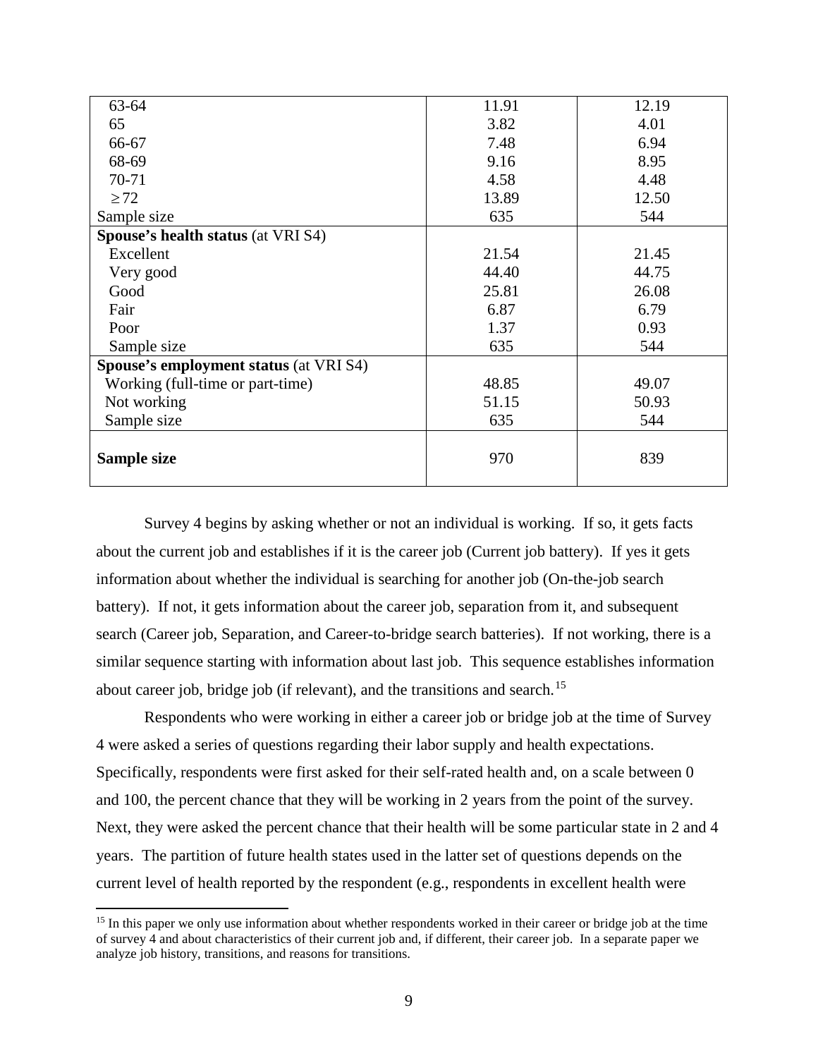| | | |
|---|---|---|
| 63-64 | 11.91 | 12.19 |
| 65 | 3.82 | 4.01 |
| 66-67 | 7.48 | 6.94 |
| 68-69 | 9.16 | 8.95 |
| 70-71 | 4.58 | 4.48 |
| $\geq 72$ | 13.89 | 12.50 |
| Sample size | 635 | 544 |
| **Spouse's health status** (at VRI S4) | | |
| Excellent | 21.54 | 21.45 |
| Very good | 44.40 | 44.75 |
| Good | 25.81 | 26.08 |
| Fair | 6.87 | 6.79 |
| Poor | 1.37 | 0.93 |
| Sample size | 635 | 544 |
| **Spouse's employment status** (at VRI S4) | | |
| Working (full-time or part-time) | 48.85 | 49.07 |
| Not working | 51.15 | 50.93 |
| Sample size | 635 | 544 |
| **Sample size** | 970 | 839 |

Survey 4 begins by asking whether or not an individual is working. If so, it gets facts about the current job and establishes if it is the career job (Current job battery). If yes it gets information about whether the individual is searching for another job (On-the-job search battery). If not, it gets information about the career job, separation from it, and subsequent search (Career job, Separation, and Career-to-bridge search batteries). If not working, there is a similar sequence starting with information about last job. This sequence establishes information about career job, bridge job (if relevant), and the transitions and search.[15]

Respondents who were working in either a career job or bridge job at the time of Survey 4 were asked a series of questions regarding their labor supply and health expectations. Specifically, respondents were first asked for their self-rated health and, on a scale between 0 and 100, the percent chance that they will be working in 2 years from the point of the survey. Next, they were asked the percent chance that their health will be some particular state in 2 and 4 years. The partition of future health states used in the latter set of questions depends on the current level of health reported by the respondent (e.g., respondents in excellent health were

[15] In this paper we only use information about whether respondents worked in their career or bridge job at the time of survey 4 and about characteristics of their current job and, if different, their career job. In a separate paper we analyze job history, transitions, and reasons for transitions.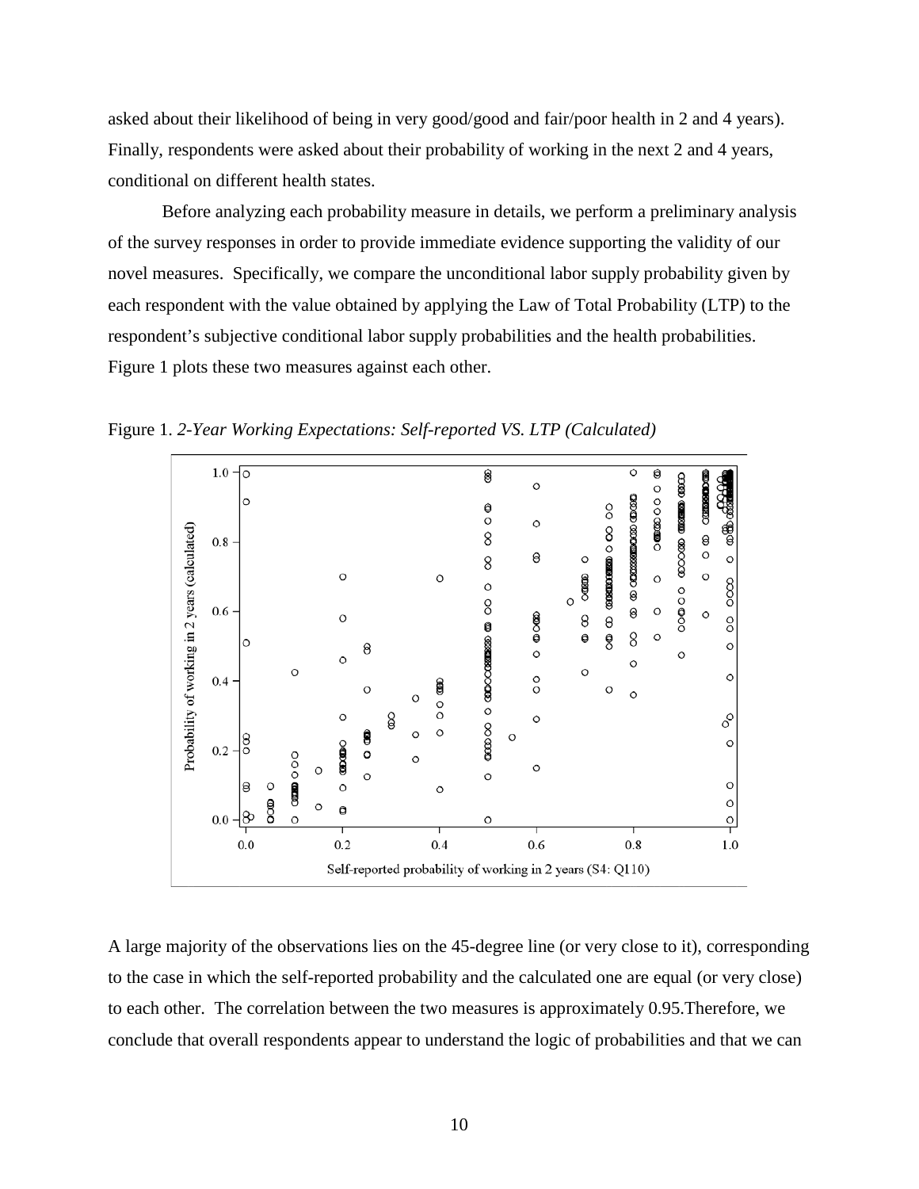asked about their likelihood of being in very good/good and fair/poor health in 2 and 4 years). Finally, respondents were asked about their probability of working in the next 2 and 4 years, conditional on different health states.

Before analyzing each probability measure in details, we perform a preliminary analysis of the survey responses in order to provide immediate evidence supporting the validity of our novel measures. Specifically, we compare the unconditional labor supply probability given by each respondent with the value obtained by applying the Law of Total Probability (LTP) to the respondent's subjective conditional labor supply probabilities and the health probabilities. Figure 1 plots these two measures against each other.

Figure 1. *2-Year Working Expectations: Self-reported VS. LTP (Calculated)*

A large majority of the observations lies on the 45-degree line (or very close to it), corresponding to the case in which the self-reported probability and the calculated one are equal (or very close) to each other. The correlation between the two measures is approximately 0.95.Therefore, we conclude that overall respondents appear to understand the logic of probabilities and that we can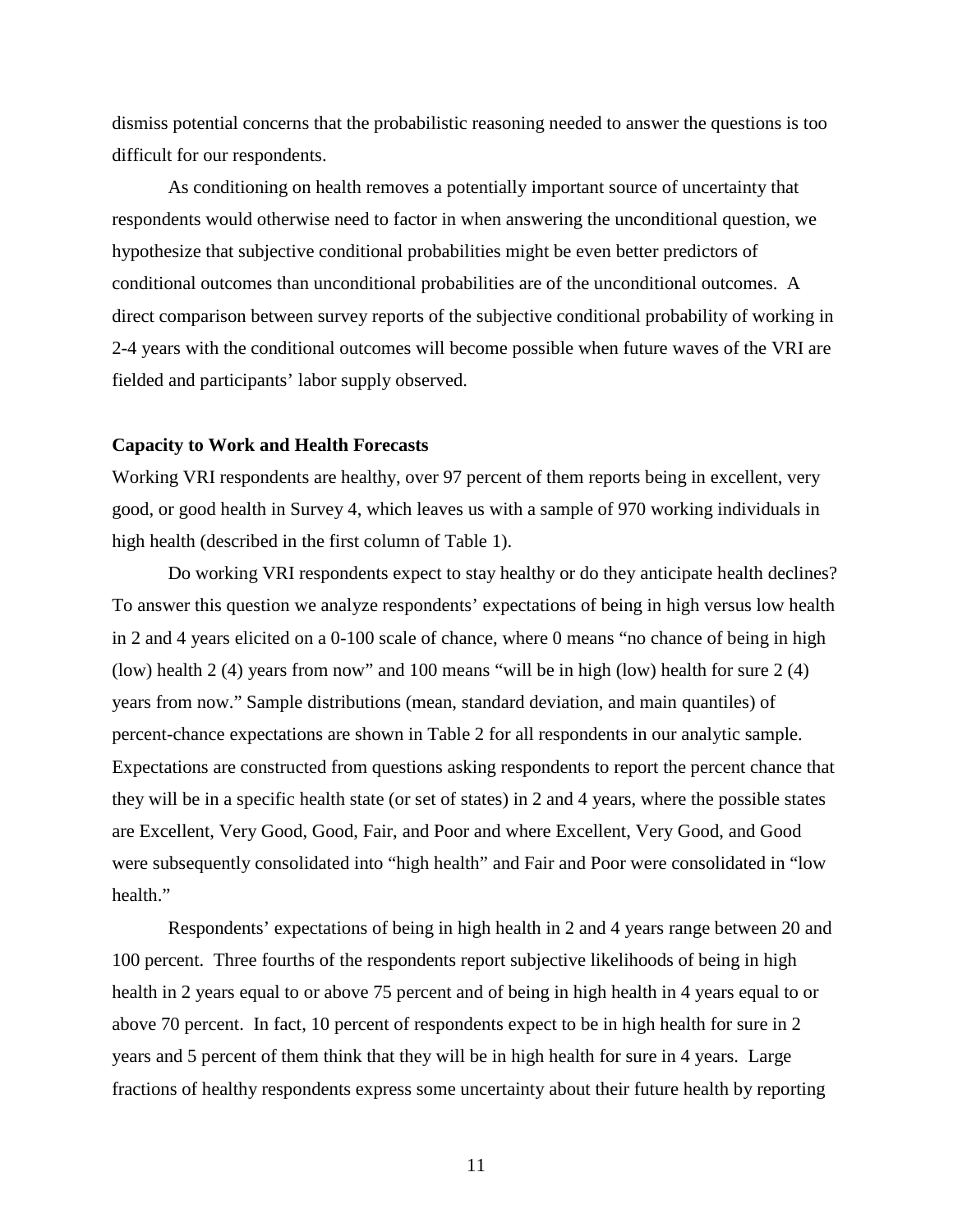dismiss potential concerns that the probabilistic reasoning needed to answer the questions is too difficult for our respondents.

As conditioning on health removes a potentially important source of uncertainty that respondents would otherwise need to factor in when answering the unconditional question, we hypothesize that subjective conditional probabilities might be even better predictors of conditional outcomes than unconditional probabilities are of the unconditional outcomes. A direct comparison between survey reports of the subjective conditional probability of working in 2-4 years with the conditional outcomes will become possible when future waves of the VRI are fielded and participants' labor supply observed.

**Capacity to Work and Health Forecasts**

Working VRI respondents are healthy, over 97 percent of them reports being in excellent, very good, or good health in Survey 4, which leaves us with a sample of 970 working individuals in high health (described in the first column of Table 1).

Do working VRI respondents expect to stay healthy or do they anticipate health declines? To answer this question we analyze respondents' expectations of being in high versus low health in 2 and 4 years elicited on a 0-100 scale of chance, where 0 means "no chance of being in high (low) health 2 (4) years from now" and 100 means "will be in high (low) health for sure 2 (4) years from now." Sample distributions (mean, standard deviation, and main quantiles) of percent-chance expectations are shown in Table 2 for all respondents in our analytic sample. Expectations are constructed from questions asking respondents to report the percent chance that they will be in a specific health state (or set of states) in 2 and 4 years, where the possible states are Excellent, Very Good, Good, Fair, and Poor and where Excellent, Very Good, and Good were subsequently consolidated into "high health" and Fair and Poor were consolidated in "low health."

Respondents' expectations of being in high health in 2 and 4 years range between 20 and 100 percent. Three fourths of the respondents report subjective likelihoods of being in high health in 2 years equal to or above 75 percent and of being in high health in 4 years equal to or above 70 percent. In fact, 10 percent of respondents expect to be in high health for sure in 2 years and 5 percent of them think that they will be in high health for sure in 4 years. Large fractions of healthy respondents express some uncertainty about their future health by reporting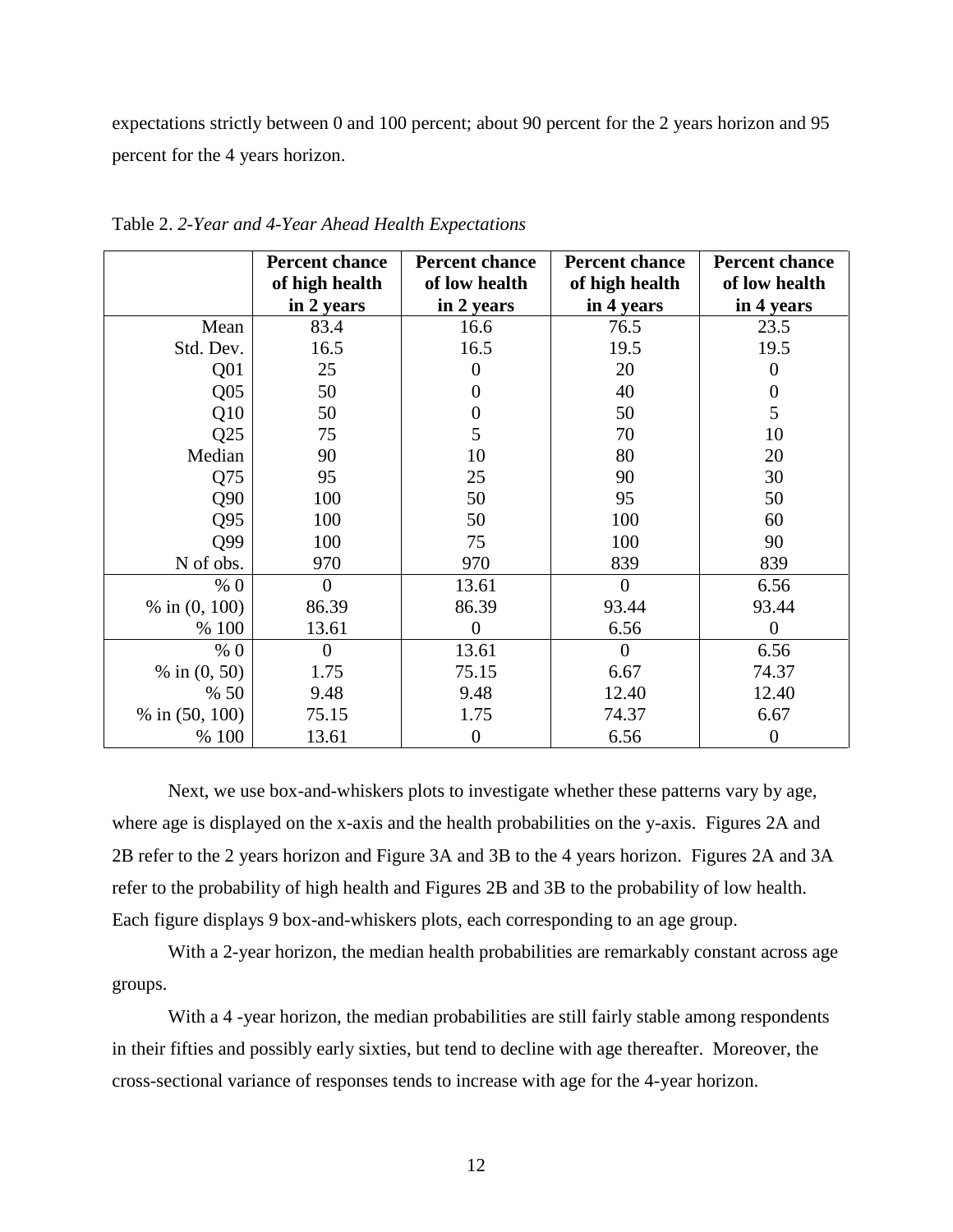expectations strictly between 0 and 100 percent; about 90 percent for the 2 years horizon and 95 percent for the 4 years horizon.

Table 2. *2-Year and 4-Year Ahead Health Expectations*

| | **Percent chance of high health in 2 years** | **Percent chance of low health in 2 years** | **Percent chance of high health in 4 years** | **Percent chance of low health in 4 years** |
|---|---|---|---|---|
| Mean | 83.4 | 16.6 | 76.5 | 23.5 |
| Std. Dev. | 16.5 | 16.5 | 19.5 | 19.5 |
| Q01 | 25 | 0 | 20 | 0 |
| Q05 | 50 | 0 | 40 | 0 |
| Q10 | 50 | 0 | 50 | 5 |
| Q25 | 75 | 5 | 70 | 10 |
| Median | 90 | 10 | 80 | 20 |
| Q75 | 95 | 25 | 90 | 30 |
| Q90 | 100 | 50 | 95 | 50 |
| Q95 | 100 | 50 | 100 | 60 |
| Q99 | 100 | 75 | 100 | 90 |
| N of obs. | 970 | 970 | 839 | 839 |
| % 0 | 0 | 13.61 | 0 | 6.56 |
| % in (0, 100) | 86.39 | 86.39 | 93.44 | 93.44 |
| % 100 | 13.61 | 0 | 6.56 | 0 |
| % 0 | 0 | 13.61 | 0 | 6.56 |
| % in (0, 50) | 1.75 | 75.15 | 6.67 | 74.37 |
| % 50 | 9.48 | 9.48 | 12.40 | 12.40 |
| % in (50, 100) | 75.15 | 1.75 | 74.37 | 6.67 |
| % 100 | 13.61 | 0 | 6.56 | 0 |

Next, we use box-and-whiskers plots to investigate whether these patterns vary by age, where age is displayed on the x-axis and the health probabilities on the y-axis. Figures 2A and 2B refer to the 2 years horizon and Figure 3A and 3B to the 4 years horizon. Figures 2A and 3A refer to the probability of high health and Figures 2B and 3B to the probability of low health. Each figure displays 9 box-and-whiskers plots, each corresponding to an age group.

With a 2-year horizon, the median health probabilities are remarkably constant across age groups.

With a 4 -year horizon, the median probabilities are still fairly stable among respondents in their fifties and possibly early sixties, but tend to decline with age thereafter. Moreover, the cross-sectional variance of responses tends to increase with age for the 4-year horizon.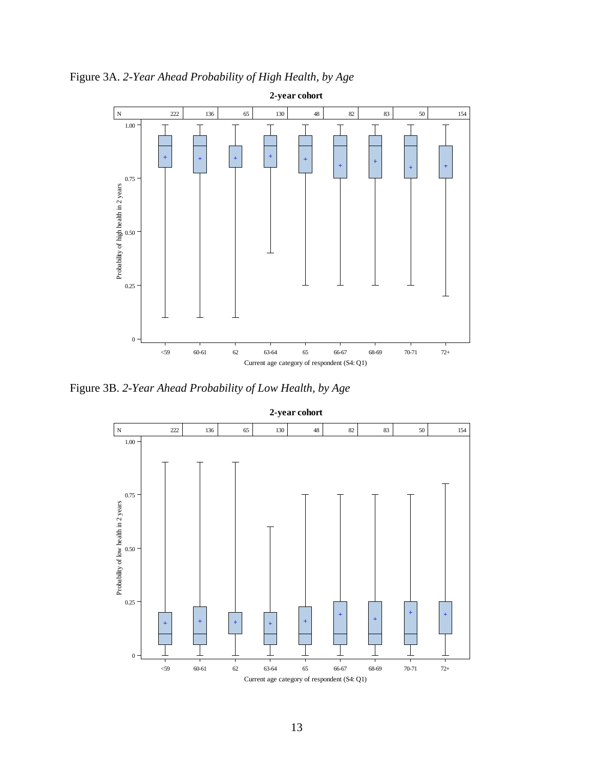Figure 3A. *2-Year Ahead Probability of High Health, by Age*

**2-year cohort**

| N | <59 | 60-61 | 62 | 63-64 | 65 | 66-67 | 68-69 | 70-71 | 72+ |
|---|---|---|---|---|---|---|---|---|---|
| | 222 | 136 | 65 | 130 | 48 | 82 | 83 | 50 | 154 |

Probability of high health in 2 years

Current age category of respondent (S4: Q1)

Figure 3B. *2-Year Ahead Probability of Low Health, by Age*

**2-year cohort**

| N | <59 | 60-61 | 62 | 63-64 | 65 | 66-67 | 68-69 | 70-71 | 72+ |
|---|---|---|---|---|---|---|---|---|---|
| | 222 | 136 | 65 | 130 | 48 | 82 | 83 | 50 | 154 |

Probability of low health in 2 years

Current age category of respondent (S4: Q1)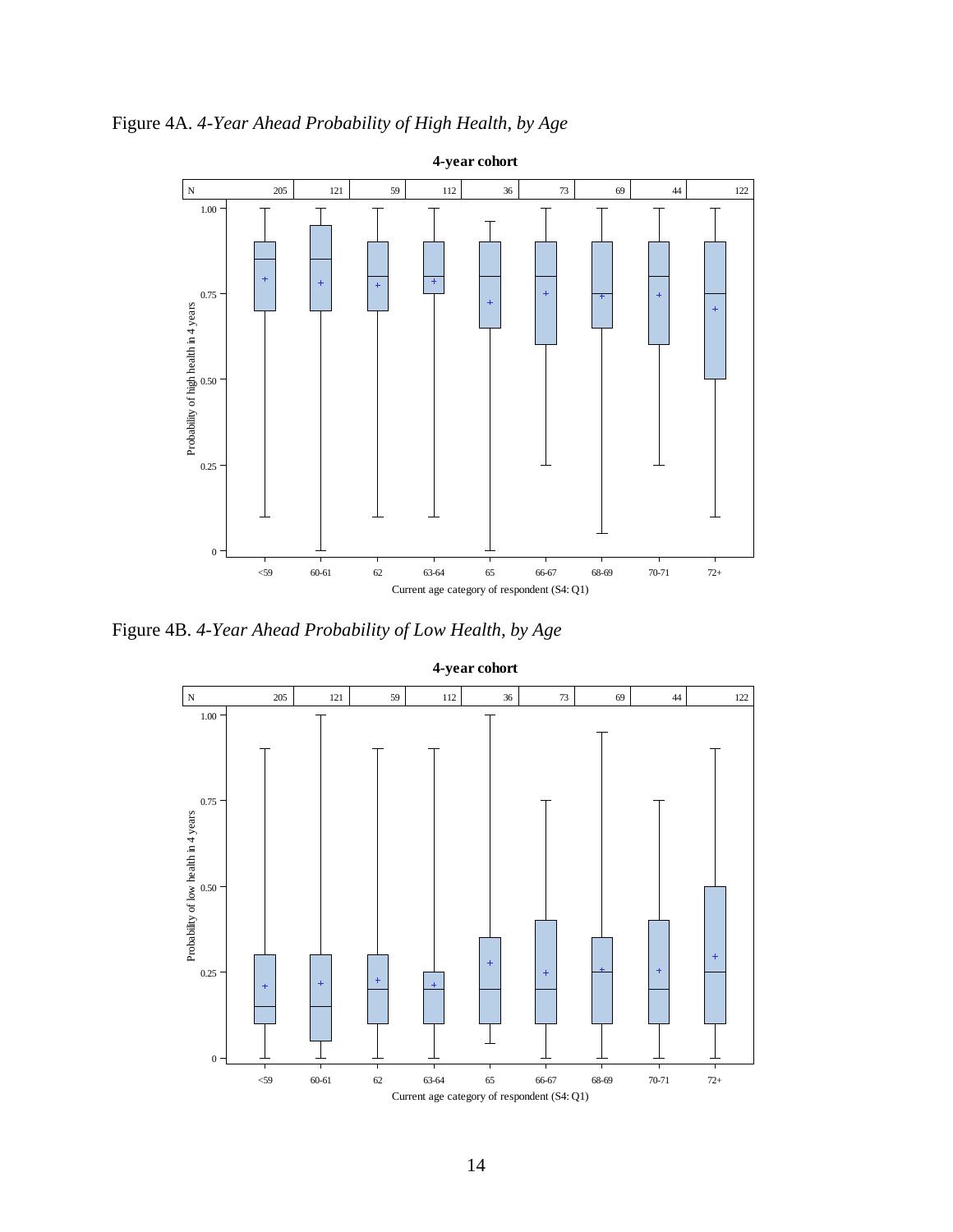Figure 4A. *4-Year Ahead Probability of High Health, by Age*

Figure 4B. *4-Year Ahead Probability of Low Health, by Age*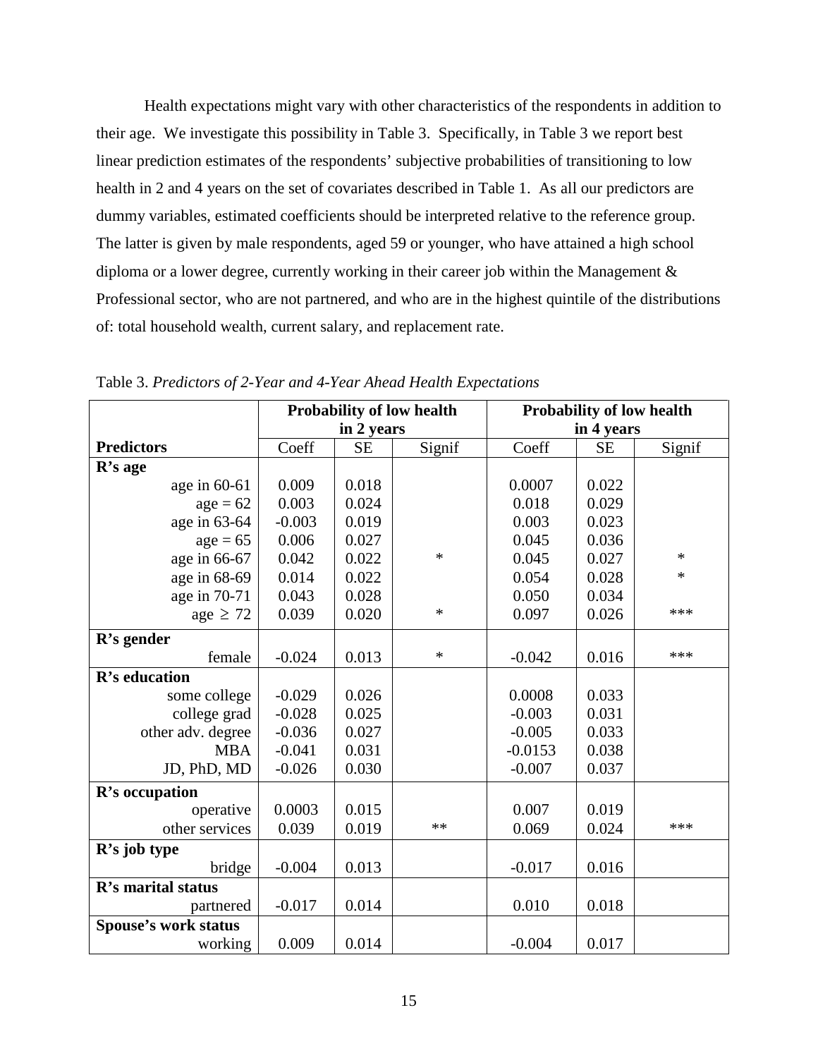Health expectations might vary with other characteristics of the respondents in addition to their age. We investigate this possibility in Table 3. Specifically, in Table 3 we report best linear prediction estimates of the respondents' subjective probabilities of transitioning to low health in 2 and 4 years on the set of covariates described in Table 1. As all our predictors are dummy variables, estimated coefficients should be interpreted relative to the reference group. The latter is given by male respondents, aged 59 or younger, who have attained a high school diploma or a lower degree, currently working in their career job within the Management & Professional sector, who are not partnered, and who are in the highest quintile of the distributions of: total household wealth, current salary, and replacement rate.

Table 3. *Predictors of 2-Year and 4-Year Ahead Health Expectations*

| | **Probability of low health in 2 years** | | | **Probability of low health in 4 years** | | |
|---|---|---|---|---|---|---|
| **Predictors** | Coeff | SE | Signif | Coeff | SE | Signif |
| **R's age** | | | | | | |
| age in 60-61 | 0.009 | 0.018 | | 0.0007 | 0.022 | |
| age = 62 | 0.003 | 0.024 | | 0.018 | 0.029 | |
| age in 63-64 | -0.003 | 0.019 | | 0.003 | 0.023 | |
| age = 65 | 0.006 | 0.027 | | 0.045 | 0.036 | |
| age in 66-67 | 0.042 | 0.022 | * | 0.045 | 0.027 | * |
| age in 68-69 | 0.014 | 0.022 | | 0.054 | 0.028 | * |
| age in 70-71 | 0.043 | 0.028 | | 0.050 | 0.034 | |
| age $\geq$ 72 | 0.039 | 0.020 | * | 0.097 | 0.026 | *** |
| **R's gender** | | | | | | |
| female | -0.024 | 0.013 | * | -0.042 | 0.016 | *** |
| **R's education** | | | | | | |
| some college | -0.029 | 0.026 | | 0.0008 | 0.033 | |
| college grad | -0.028 | 0.025 | | -0.003 | 0.031 | |
| other adv. degree | -0.036 | 0.027 | | -0.005 | 0.033 | |
| MBA | -0.041 | 0.031 | | -0.0153 | 0.038 | |
| JD, PhD, MD | -0.026 | 0.030 | | -0.007 | 0.037 | |
| **R's occupation** | | | | | | |
| operative | 0.0003 | 0.015 | | 0.007 | 0.019 | |
| other services | 0.039 | 0.019 | ** | 0.069 | 0.024 | *** |
| **R's job type** | | | | | | |
| bridge | -0.004 | 0.013 | | -0.017 | 0.016 | |
| **R's marital status** | | | | | | |
| partnered | -0.017 | 0.014 | | 0.010 | 0.018 | |
| **Spouse's work status** | | | | | | |
| working | 0.009 | 0.014 | | -0.004 | 0.017 | |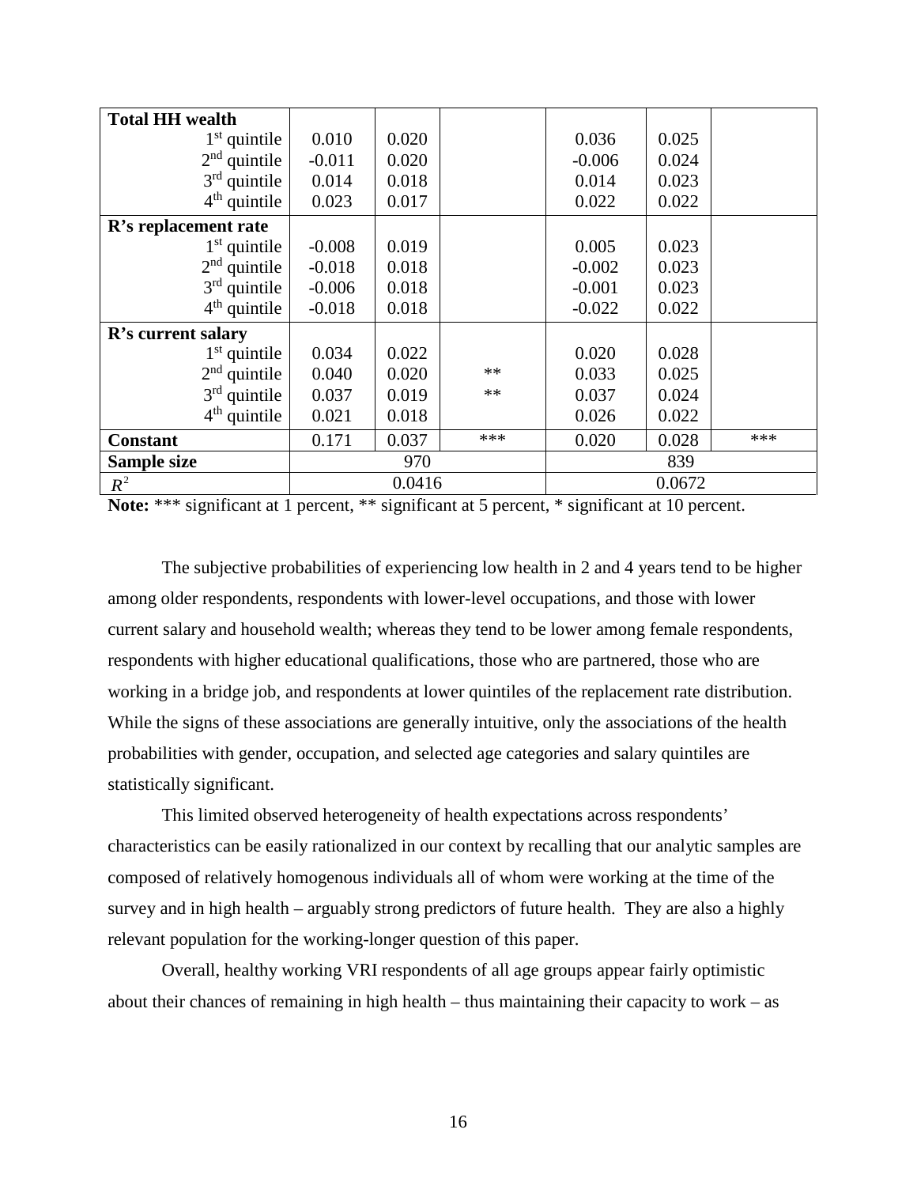| | | | | | | |
|---|---|---|---|---|---|---|
| **Total HH wealth** | | | | | | |
| 1[st] quintile | 0.010 | 0.020 | | 0.036 | 0.025 | |
| 2[nd] quintile | -0.011 | 0.020 | | -0.006 | 0.024 | |
| 3[rd] quintile | 0.014 | 0.018 | | 0.014 | 0.023 | |
| 4[th] quintile | 0.023 | 0.017 | | 0.022 | 0.022 | |
| **R's replacement rate** | | | | | | |
| 1[st] quintile | -0.008 | 0.019 | | 0.005 | 0.023 | |
| 2[nd] quintile | -0.018 | 0.018 | | -0.002 | 0.023 | |
| 3[rd] quintile | -0.006 | 0.018 | | -0.001 | 0.023 | |
| 4[th] quintile | -0.018 | 0.018 | | -0.022 | 0.022 | |
| **R's current salary** | | | | | | |
| 1[st] quintile | 0.034 | 0.022 | | 0.020 | 0.028 | |
| 2[nd] quintile | 0.040 | 0.020 | ** | 0.033 | 0.025 | |
| 3[rd] quintile | 0.037 | 0.019 | ** | 0.037 | 0.024 | |
| 4[th] quintile | 0.021 | 0.018 | | 0.026 | 0.022 | |
| **Constant** | 0.171 | 0.037 | *** | 0.020 | 0.028 | *** |
| **Sample size** | 970 | | | 839 | | |
| $R^2$ | 0.0416 | | | 0.0672 | | |

**Note:** *** significant at 1 percent, ** significant at 5 percent, * significant at 10 percent.

The subjective probabilities of experiencing low health in 2 and 4 years tend to be higher among older respondents, respondents with lower-level occupations, and those with lower current salary and household wealth; whereas they tend to be lower among female respondents, respondents with higher educational qualifications, those who are partnered, those who are working in a bridge job, and respondents at lower quintiles of the replacement rate distribution. While the signs of these associations are generally intuitive, only the associations of the health probabilities with gender, occupation, and selected age categories and salary quintiles are statistically significant.

This limited observed heterogeneity of health expectations across respondents' characteristics can be easily rationalized in our context by recalling that our analytic samples are composed of relatively homogenous individuals all of whom were working at the time of the survey and in high health – arguably strong predictors of future health. They are also a highly relevant population for the working-longer question of this paper.

Overall, healthy working VRI respondents of all age groups appear fairly optimistic about their chances of remaining in high health – thus maintaining their capacity to work – as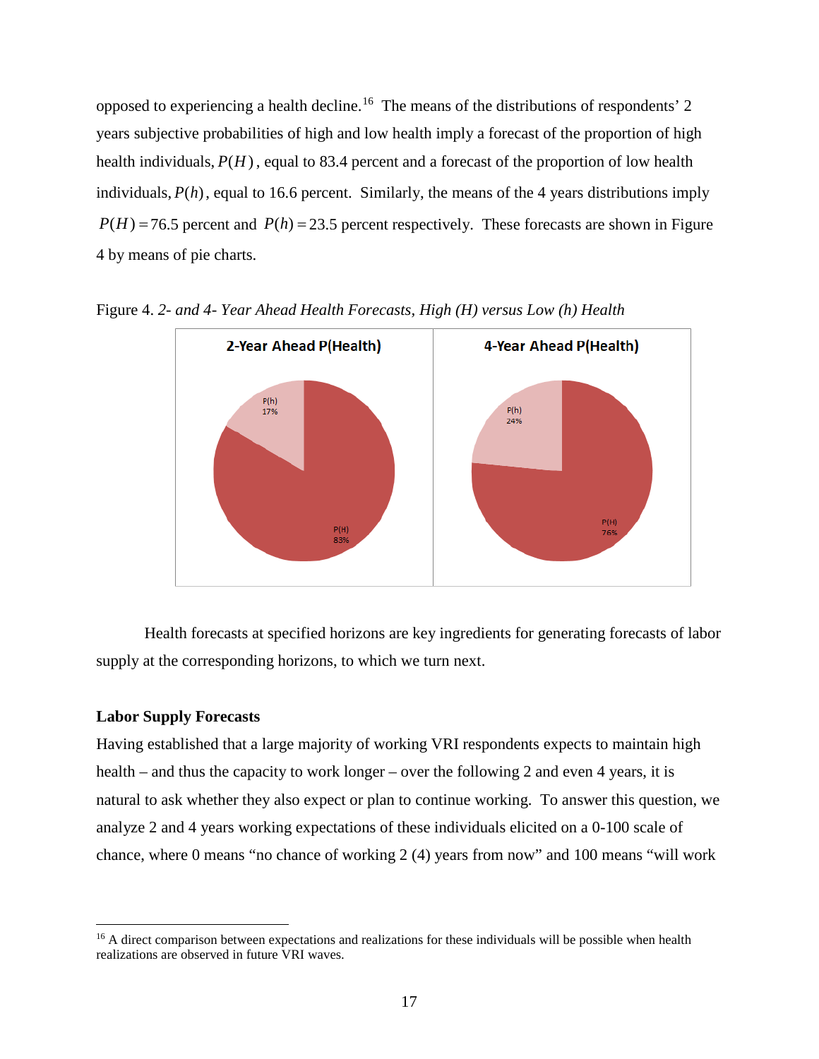opposed to experiencing a health decline.[16] The means of the distributions of respondents' 2 years subjective probabilities of high and low health imply a forecast of the proportion of high health individuals, $P(H)$, equal to 83.4 percent and a forecast of the proportion of low health individuals, $P(h)$, equal to 16.6 percent. Similarly, the means of the 4 years distributions imply $P(H) = 76.5$ percent and $P(h) = 23.5$ percent respectively. These forecasts are shown in Figure 4 by means of pie charts.

Figure 4. *2- and 4- Year Ahead Health Forecasts, High (H) versus Low (h) Health*

Health forecasts at specified horizons are key ingredients for generating forecasts of labor supply at the corresponding horizons, to which we turn next.

**Labor Supply Forecasts**

Having established that a large majority of working VRI respondents expects to maintain high health – and thus the capacity to work longer – over the following 2 and even 4 years, it is natural to ask whether they also expect or plan to continue working. To answer this question, we analyze 2 and 4 years working expectations of these individuals elicited on a 0-100 scale of chance, where 0 means "no chance of working 2 (4) years from now" and 100 means "will work

[16] A direct comparison between expectations and realizations for these individuals will be possible when health realizations are observed in future VRI waves.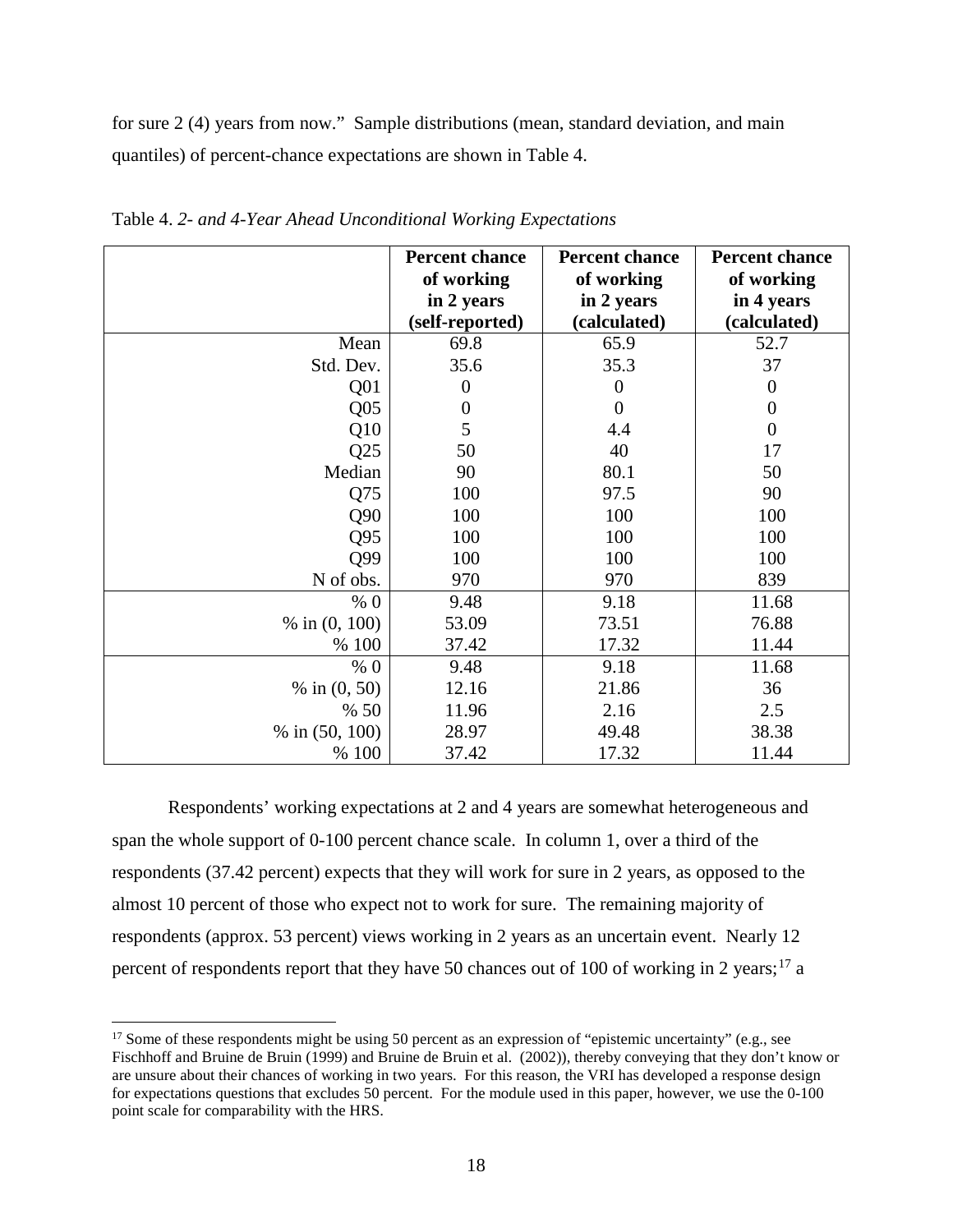for sure 2 (4) years from now." Sample distributions (mean, standard deviation, and main quantiles) of percent-chance expectations are shown in Table 4.

Table 4. *2- and 4-Year Ahead Unconditional Working Expectations*

| | **Percent chance of working in 2 years (self-reported)** | **Percent chance of working in 2 years (calculated)** | **Percent chance of working in 4 years (calculated)** |
|---:|:---:|:---:|:---:|
| Mean | 69.8 | 65.9 | 52.7 |
| Std. Dev. | 35.6 | 35.3 | 37 |
| Q01 | 0 | 0 | 0 |
| Q05 | 0 | 0 | 0 |
| Q10 | 5 | 4.4 | 0 |
| Q25 | 50 | 40 | 17 |
| Median | 90 | 80.1 | 50 |
| Q75 | 100 | 97.5 | 90 |
| Q90 | 100 | 100 | 100 |
| Q95 | 100 | 100 | 100 |
| Q99 | 100 | 100 | 100 |
| N of obs. | 970 | 970 | 839 |
| % 0 | 9.48 | 9.18 | 11.68 |
| % in (0, 100) | 53.09 | 73.51 | 76.88 |
| % 100 | 37.42 | 17.32 | 11.44 |
| % 0 | 9.48 | 9.18 | 11.68 |
| % in (0, 50) | 12.16 | 21.86 | 36 |
| % 50 | 11.96 | 2.16 | 2.5 |
| % in (50, 100) | 28.97 | 49.48 | 38.38 |
| % 100 | 37.42 | 17.32 | 11.44 |

Respondents' working expectations at 2 and 4 years are somewhat heterogeneous and span the whole support of 0-100 percent chance scale. In column 1, over a third of the respondents (37.42 percent) expects that they will work for sure in 2 years, as opposed to the almost 10 percent of those who expect not to work for sure. The remaining majority of respondents (approx. 53 percent) views working in 2 years as an uncertain event. Nearly 12 percent of respondents report that they have 50 chances out of 100 of working in 2 years;[17] a

[17] Some of these respondents might be using 50 percent as an expression of "epistemic uncertainty" (e.g., see Fischhoff and Bruine de Bruin (1999) and Bruine de Bruin et al. (2002)), thereby conveying that they don't know or are unsure about their chances of working in two years. For this reason, the VRI has developed a response design for expectations questions that excludes 50 percent. For the module used in this paper, however, we use the 0-100 point scale for comparability with the HRS.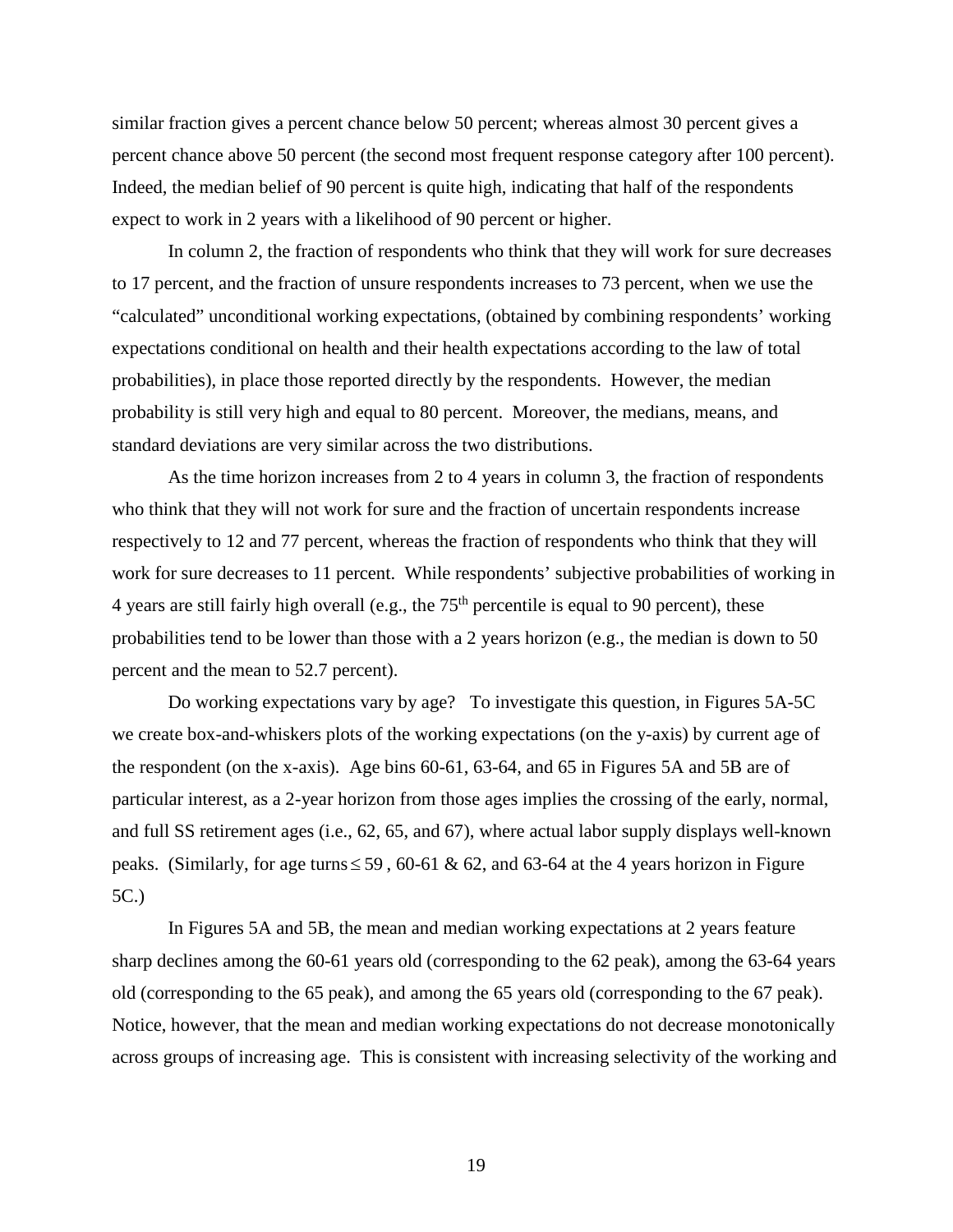similar fraction gives a percent chance below 50 percent; whereas almost 30 percent gives a percent chance above 50 percent (the second most frequent response category after 100 percent). Indeed, the median belief of 90 percent is quite high, indicating that half of the respondents expect to work in 2 years with a likelihood of 90 percent or higher.

In column 2, the fraction of respondents who think that they will work for sure decreases to 17 percent, and the fraction of unsure respondents increases to 73 percent, when we use the "calculated" unconditional working expectations, (obtained by combining respondents' working expectations conditional on health and their health expectations according to the law of total probabilities), in place those reported directly by the respondents. However, the median probability is still very high and equal to 80 percent. Moreover, the medians, means, and standard deviations are very similar across the two distributions.

As the time horizon increases from 2 to 4 years in column 3, the fraction of respondents who think that they will not work for sure and the fraction of uncertain respondents increase respectively to 12 and 77 percent, whereas the fraction of respondents who think that they will work for sure decreases to 11 percent. While respondents' subjective probabilities of working in 4 years are still fairly high overall (e.g., the 75th percentile is equal to 90 percent), these probabilities tend to be lower than those with a 2 years horizon (e.g., the median is down to 50 percent and the mean to 52.7 percent).

Do working expectations vary by age? To investigate this question, in Figures 5A-5C we create box-and-whiskers plots of the working expectations (on the y-axis) by current age of the respondent (on the x-axis). Age bins 60-61, 63-64, and 65 in Figures 5A and 5B are of particular interest, as a 2-year horizon from those ages implies the crossing of the early, normal, and full SS retirement ages (i.e., 62, 65, and 67), where actual labor supply displays well-known peaks. (Similarly, for age turns $\leq 59$, 60-61 & 62, and 63-64 at the 4 years horizon in Figure 5C.)

In Figures 5A and 5B, the mean and median working expectations at 2 years feature sharp declines among the 60-61 years old (corresponding to the 62 peak), among the 63-64 years old (corresponding to the 65 peak), and among the 65 years old (corresponding to the 67 peak). Notice, however, that the mean and median working expectations do not decrease monotonically across groups of increasing age. This is consistent with increasing selectivity of the working and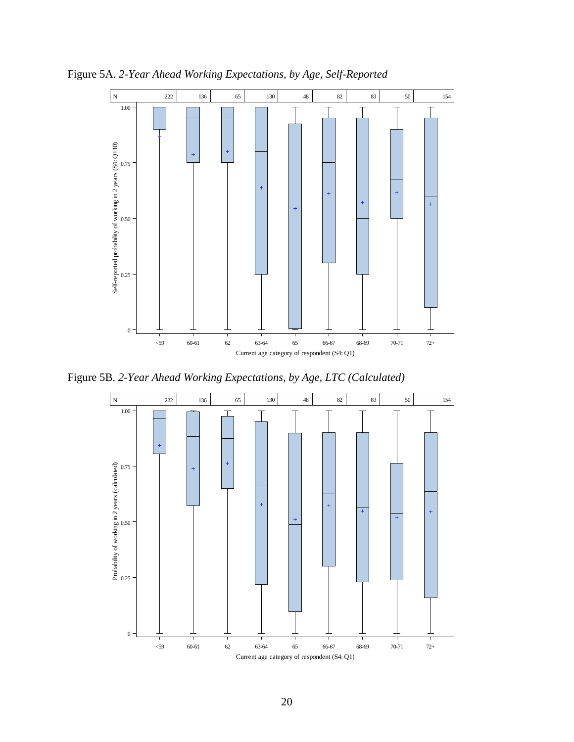Figure 5A. *2-Year Ahead Working Expectations, by Age, Self-Reported*

Figure 5B. *2-Year Ahead Working Expectations, by Age, LTC (Calculated)*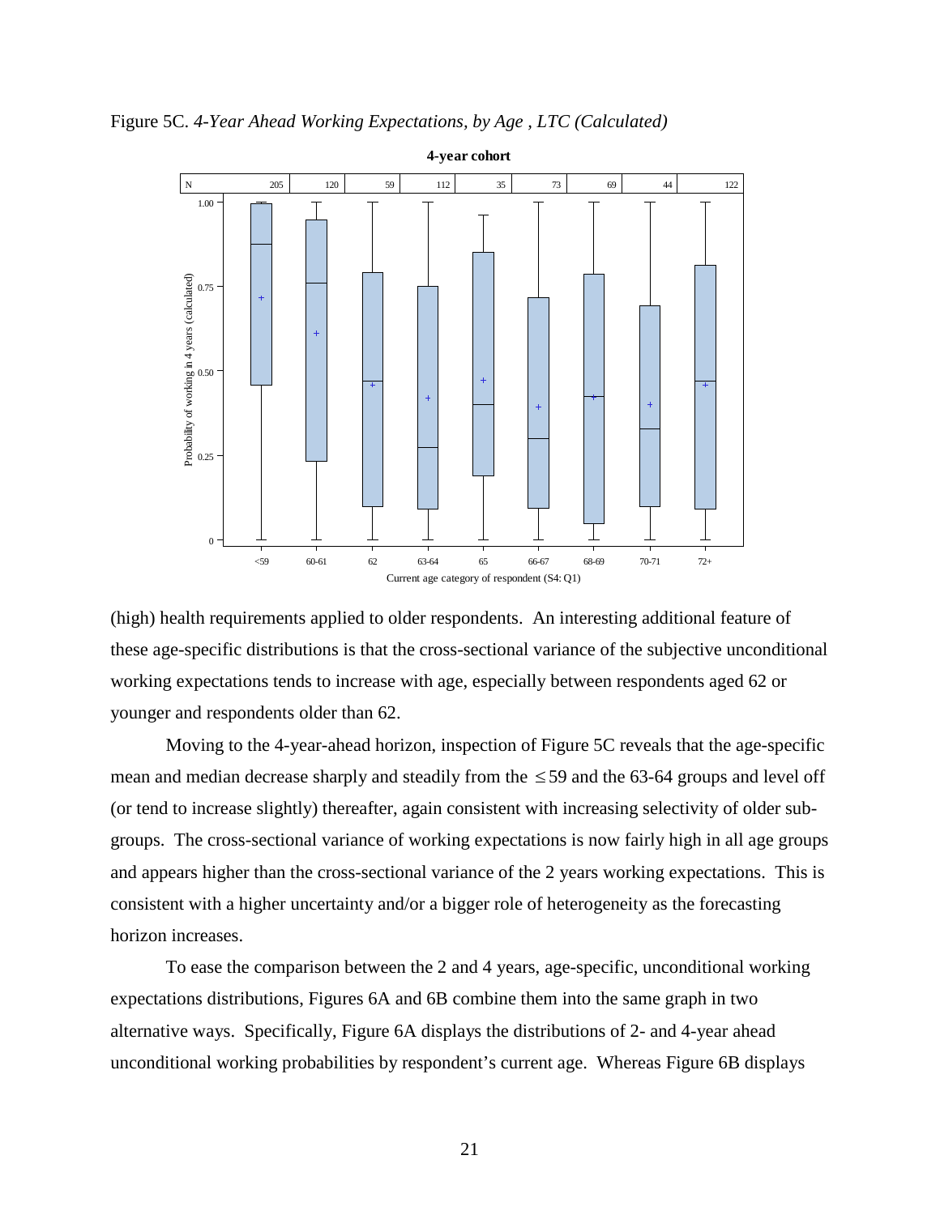Figure 5C. *4-Year Ahead Working Expectations, by Age , LTC (Calculated)*

(high) health requirements applied to older respondents. An interesting additional feature of these age-specific distributions is that the cross-sectional variance of the subjective unconditional working expectations tends to increase with age, especially between respondents aged 62 or younger and respondents older than 62.

Moving to the 4-year-ahead horizon, inspection of Figure 5C reveals that the age-specific mean and median decrease sharply and steadily from the $\leq 59$ and the 63-64 groups and level off (or tend to increase slightly) thereafter, again consistent with increasing selectivity of older sub-groups. The cross-sectional variance of working expectations is now fairly high in all age groups and appears higher than the cross-sectional variance of the 2 years working expectations. This is consistent with a higher uncertainty and/or a bigger role of heterogeneity as the forecasting horizon increases.

To ease the comparison between the 2 and 4 years, age-specific, unconditional working expectations distributions, Figures 6A and 6B combine them into the same graph in two alternative ways. Specifically, Figure 6A displays the distributions of 2- and 4-year ahead unconditional working probabilities by respondent's current age. Whereas Figure 6B displays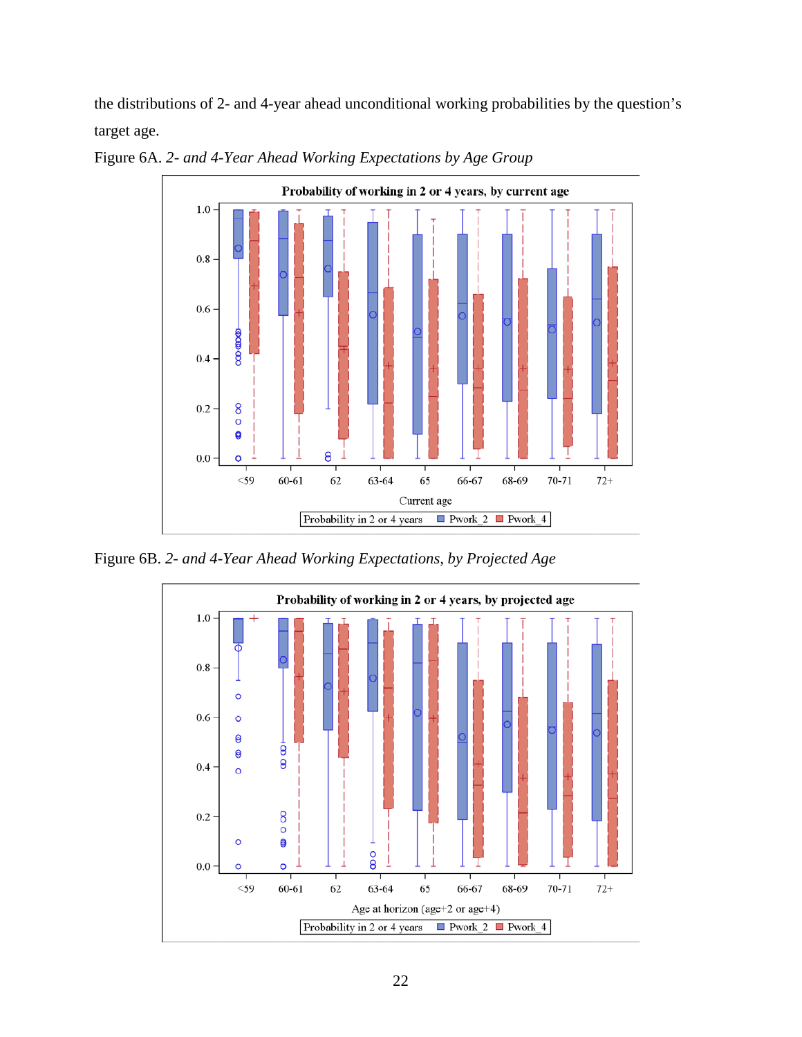the distributions of 2- and 4-year ahead unconditional working probabilities by the question's target age.

Figure 6A. *2- and 4-Year Ahead Working Expectations by Age Group*

Figure 6B. *2- and 4-Year Ahead Working Expectations, by Projected Age*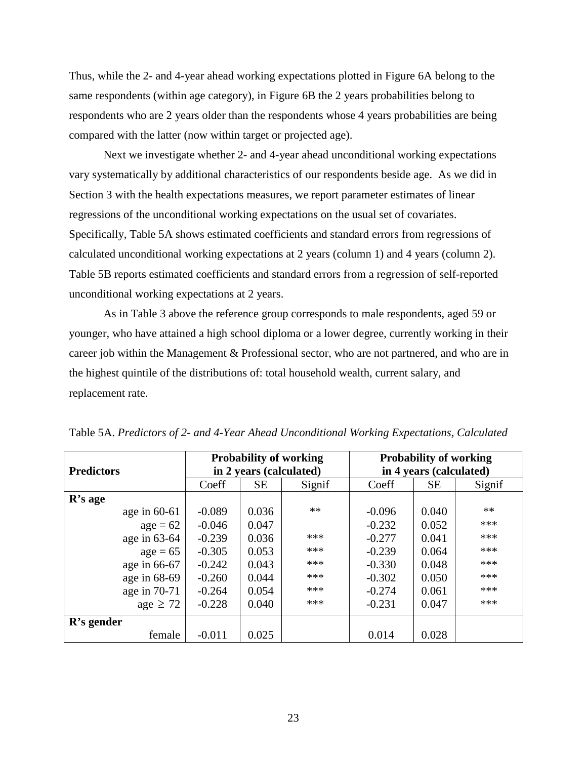Thus, while the 2- and 4-year ahead working expectations plotted in Figure 6A belong to the same respondents (within age category), in Figure 6B the 2 years probabilities belong to respondents who are 2 years older than the respondents whose 4 years probabilities are being compared with the latter (now within target or projected age).

Next we investigate whether 2- and 4-year ahead unconditional working expectations vary systematically by additional characteristics of our respondents beside age. As we did in Section 3 with the health expectations measures, we report parameter estimates of linear regressions of the unconditional working expectations on the usual set of covariates. Specifically, Table 5A shows estimated coefficients and standard errors from regressions of calculated unconditional working expectations at 2 years (column 1) and 4 years (column 2). Table 5B reports estimated coefficients and standard errors from a regression of self-reported unconditional working expectations at 2 years.

As in Table 3 above the reference group corresponds to male respondents, aged 59 or younger, who have attained a high school diploma or a lower degree, currently working in their career job within the Management & Professional sector, who are not partnered, and who are in the highest quintile of the distributions of: total household wealth, current salary, and replacement rate.

Table 5A. *Predictors of 2- and 4-Year Ahead Unconditional Working Expectations, Calculated*

| **Predictors** | **Probability of working in 2 years (calculated)** | | | **Probability of working in 4 years (calculated)** | | |
|---|---|---|---|---|---|---|
| | Coeff | SE | Signif | Coeff | SE | Signif |
| **R's age** | | | | | | |
| age in 60-61 | -0.089 | 0.036 | ** | -0.096 | 0.040 | ** |
| age = 62 | -0.046 | 0.047 | | -0.232 | 0.052 | *** |
| age in 63-64 | -0.239 | 0.036 | *** | -0.277 | 0.041 | *** |
| age = 65 | -0.305 | 0.053 | *** | -0.239 | 0.064 | *** |
| age in 66-67 | -0.242 | 0.043 | *** | -0.330 | 0.048 | *** |
| age in 68-69 | -0.260 | 0.044 | *** | -0.302 | 0.050 | *** |
| age in 70-71 | -0.264 | 0.054 | *** | -0.274 | 0.061 | *** |
| age $\geq$ 72 | -0.228 | 0.040 | *** | -0.231 | 0.047 | *** |
| **R's gender** | | | | | | |
| female | -0.011 | 0.025 | | 0.014 | 0.028 | |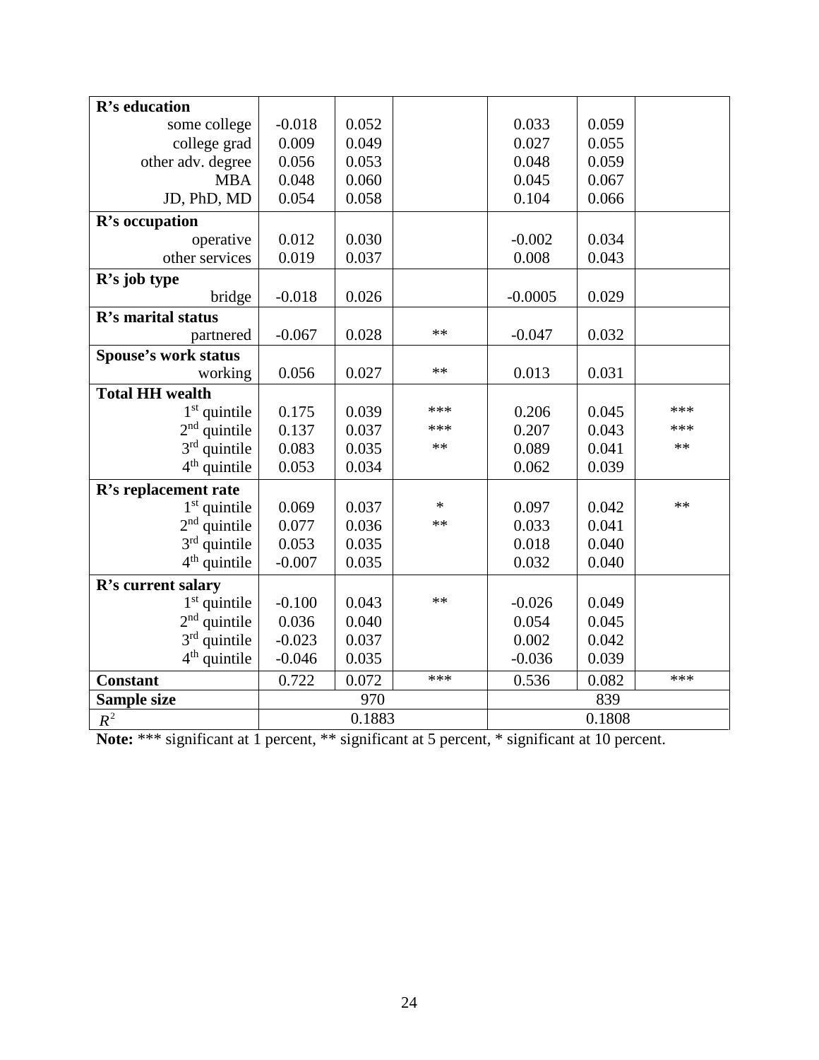| | | | | | | |
|---|---|---|---|---|---|---|
| **R's education** | | | | | | |
| some college | -0.018 | 0.052 | | 0.033 | 0.059 | |
| college grad | 0.009 | 0.049 | | 0.027 | 0.055 | |
| other adv. degree | 0.056 | 0.053 | | 0.048 | 0.059 | |
| MBA | 0.048 | 0.060 | | 0.045 | 0.067 | |
| JD, PhD, MD | 0.054 | 0.058 | | 0.104 | 0.066 | |
| **R's occupation** | | | | | | |
| operative | 0.012 | 0.030 | | -0.002 | 0.034 | |
| other services | 0.019 | 0.037 | | 0.008 | 0.043 | |
| **R's job type** | | | | | | |
| bridge | -0.018 | 0.026 | | -0.0005 | 0.029 | |
| **R's marital status** | | | | | | |
| partnered | -0.067 | 0.028 | ** | -0.047 | 0.032 | |
| **Spouse's work status** | | | | | | |
| working | 0.056 | 0.027 | ** | 0.013 | 0.031 | |
| **Total HH wealth** | | | | | | |
| 1st quintile | 0.175 | 0.039 | *** | 0.206 | 0.045 | *** |
| 2nd quintile | 0.137 | 0.037 | *** | 0.207 | 0.043 | *** |
| 3rd quintile | 0.083 | 0.035 | ** | 0.089 | 0.041 | ** |
| 4th quintile | 0.053 | 0.034 | | 0.062 | 0.039 | |
| **R's replacement rate** | | | | | | |
| 1st quintile | 0.069 | 0.037 | * | 0.097 | 0.042 | ** |
| 2nd quintile | 0.077 | 0.036 | ** | 0.033 | 0.041 | |
| 3rd quintile | 0.053 | 0.035 | | 0.018 | 0.040 | |
| 4th quintile | -0.007 | 0.035 | | 0.032 | 0.040 | |
| **R's current salary** | | | | | | |
| 1st quintile | -0.100 | 0.043 | ** | -0.026 | 0.049 | |
| 2nd quintile | 0.036 | 0.040 | | 0.054 | 0.045 | |
| 3rd quintile | -0.023 | 0.037 | | 0.002 | 0.042 | |
| 4th quintile | -0.046 | 0.035 | | -0.036 | 0.039 | |
| **Constant** | 0.722 | 0.072 | *** | 0.536 | 0.082 | *** |
| **Sample size** | | 970 | | | 839 | |
| $R^2$ | | 0.1883 | | | 0.1808 | |

**Note:** *** significant at 1 percent, ** significant at 5 percent, * significant at 10 percent.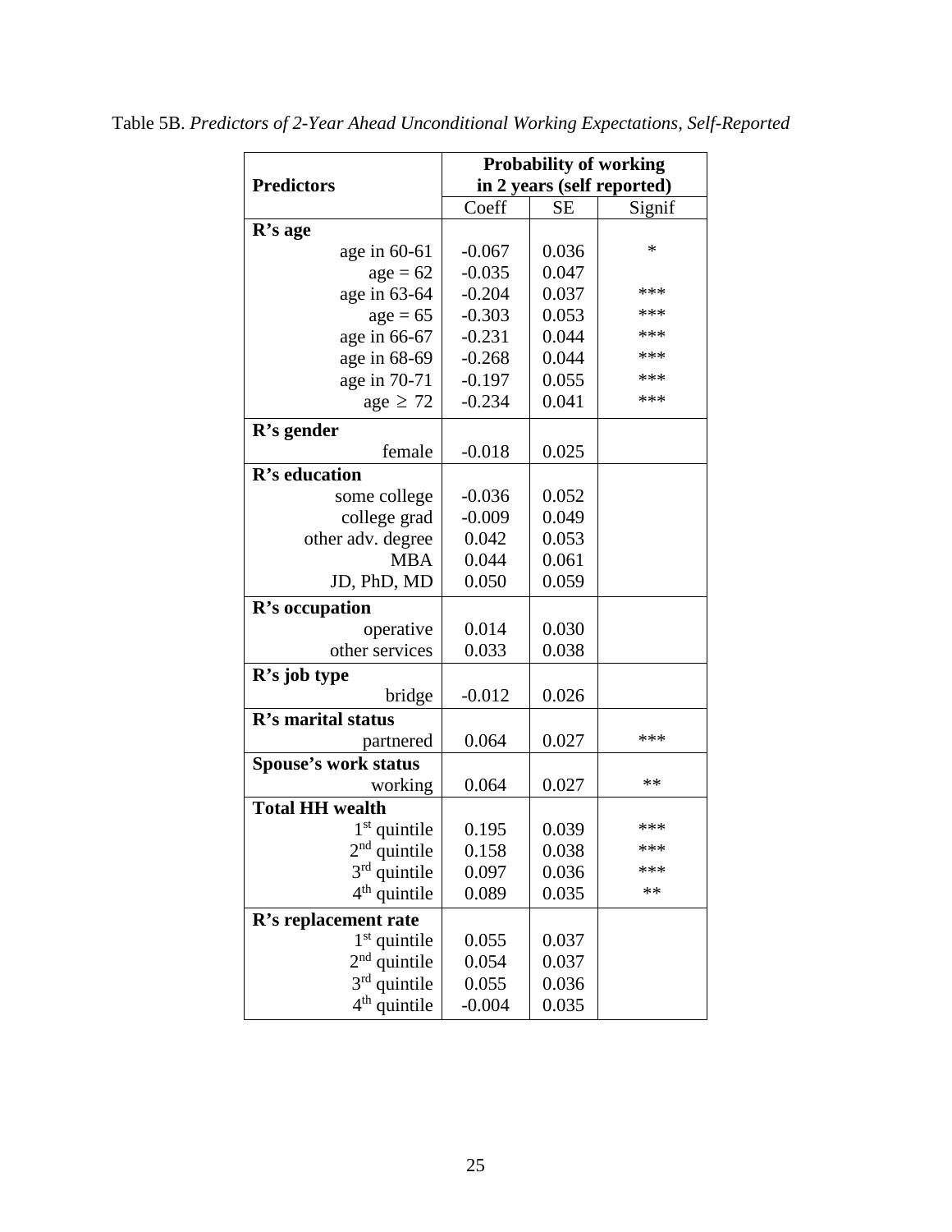Table 5B. *Predictors of 2-Year Ahead Unconditional Working Expectations, Self-Reported*

| **Predictors** | **Probability of working in 2 years (self reported)** | | |
|---|---|---|---|
| | Coeff | SE | Signif |
| **R's age** | | | |
| age in 60-61 | -0.067 | 0.036 | * |
| age = 62 | -0.035 | 0.047 | |
| age in 63-64 | -0.204 | 0.037 | *** |
| age = 65 | -0.303 | 0.053 | *** |
| age in 66-67 | -0.231 | 0.044 | *** |
| age in 68-69 | -0.268 | 0.044 | *** |
| age in 70-71 | -0.197 | 0.055 | *** |
| age $\geq$ 72 | -0.234 | 0.041 | *** |
| **R's gender** | | | |
| female | -0.018 | 0.025 | |
| **R's education** | | | |
| some college | -0.036 | 0.052 | |
| college grad | -0.009 | 0.049 | |
| other adv. degree | 0.042 | 0.053 | |
| MBA | 0.044 | 0.061 | |
| JD, PhD, MD | 0.050 | 0.059 | |
| **R's occupation** | | | |
| operative | 0.014 | 0.030 | |
| other services | 0.033 | 0.038 | |
| **R's job type** | | | |
| bridge | -0.012 | 0.026 | |
| **R's marital status** | | | |
| partnered | 0.064 | 0.027 | *** |
| **Spouse's work status** | | | |
| working | 0.064 | 0.027 | ** |
| **Total HH wealth** | | | |
| 1st quintile | 0.195 | 0.039 | *** |
| 2nd quintile | 0.158 | 0.038 | *** |
| 3rd quintile | 0.097 | 0.036 | *** |
| 4th quintile | 0.089 | 0.035 | ** |
| **R's replacement rate** | | | |
| 1st quintile | 0.055 | 0.037 | |
| 2nd quintile | 0.054 | 0.037 | |
| 3rd quintile | 0.055 | 0.036 | |
| 4th quintile | -0.004 | 0.035 | |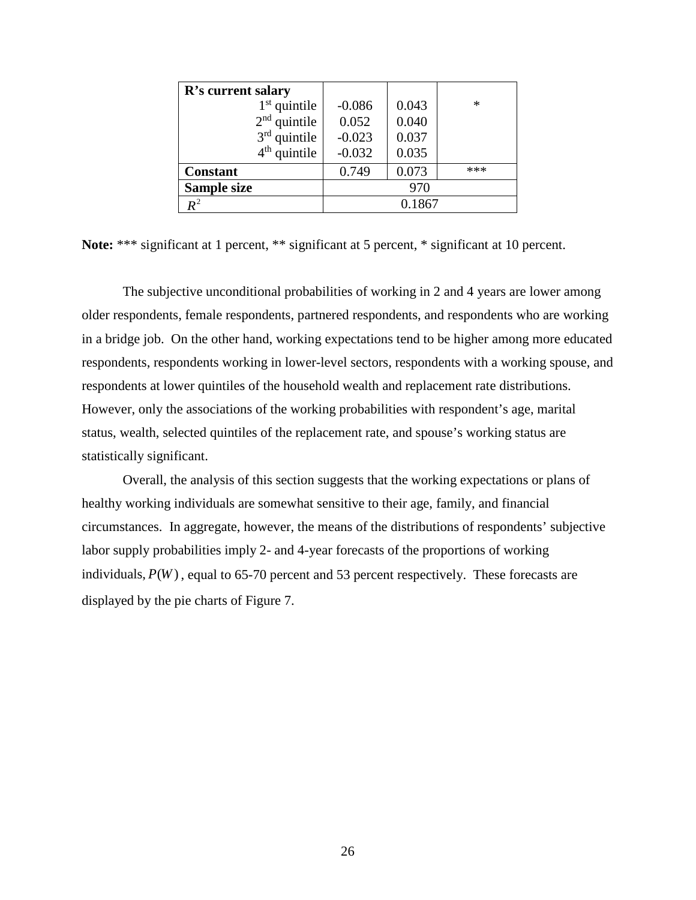| **R's current salary** | | | |
|---|---|---|---|
| 1st quintile | -0.086 | 0.043 | * |
| 2nd quintile | 0.052 | 0.040 | |
| 3rd quintile | -0.023 | 0.037 | |
| 4th quintile | -0.032 | 0.035 | |
| **Constant** | 0.749 | 0.073 | *** |
| **Sample size** | 970 | | |
| $R^2$ | 0.1867 | | |

**Note:** *** significant at 1 percent, ** significant at 5 percent, * significant at 10 percent.

The subjective unconditional probabilities of working in 2 and 4 years are lower among older respondents, female respondents, partnered respondents, and respondents who are working in a bridge job. On the other hand, working expectations tend to be higher among more educated respondents, respondents working in lower-level sectors, respondents with a working spouse, and respondents at lower quintiles of the household wealth and replacement rate distributions. However, only the associations of the working probabilities with respondent's age, marital status, wealth, selected quintiles of the replacement rate, and spouse's working status are statistically significant.

Overall, the analysis of this section suggests that the working expectations or plans of healthy working individuals are somewhat sensitive to their age, family, and financial circumstances. In aggregate, however, the means of the distributions of respondents' subjective labor supply probabilities imply 2- and 4-year forecasts of the proportions of working individuals, $P(W)$, equal to 65-70 percent and 53 percent respectively. These forecasts are displayed by the pie charts of Figure 7.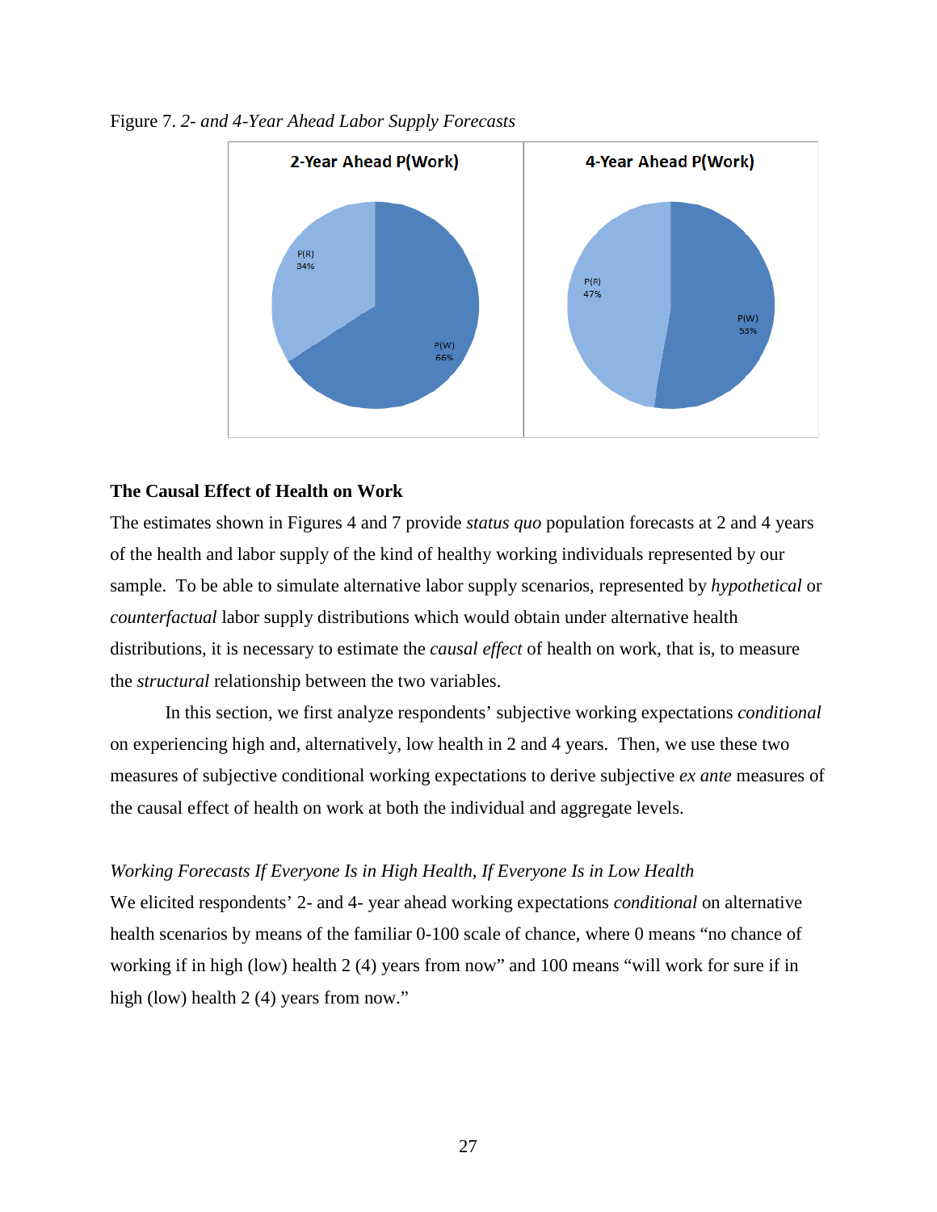Figure 7. *2- and 4-Year Ahead Labor Supply Forecasts*

**2-Year Ahead P(Work)**

P(R) 34%

P(W) 66%

**4-Year Ahead P(Work)**

P(R) 47%

P(W) 53%

**The Causal Effect of Health on Work**

The estimates shown in Figures 4 and 7 provide *status quo* population forecasts at 2 and 4 years of the health and labor supply of the kind of healthy working individuals represented by our sample. To be able to simulate alternative labor supply scenarios, represented by *hypothetical* or *counterfactual* labor supply distributions which would obtain under alternative health distributions, it is necessary to estimate the *causal effect* of health on work, that is, to measure the *structural* relationship between the two variables.

In this section, we first analyze respondents' subjective working expectations *conditional* on experiencing high and, alternatively, low health in 2 and 4 years. Then, we use these two measures of subjective conditional working expectations to derive subjective *ex ante* measures of the causal effect of health on work at both the individual and aggregate levels.

*Working Forecasts If Everyone Is in High Health, If Everyone Is in Low Health*

We elicited respondents' 2- and 4- year ahead working expectations *conditional* on alternative health scenarios by means of the familiar 0-100 scale of chance, where 0 means "no chance of working if in high (low) health 2 (4) years from now" and 100 means "will work for sure if in high (low) health 2 (4) years from now."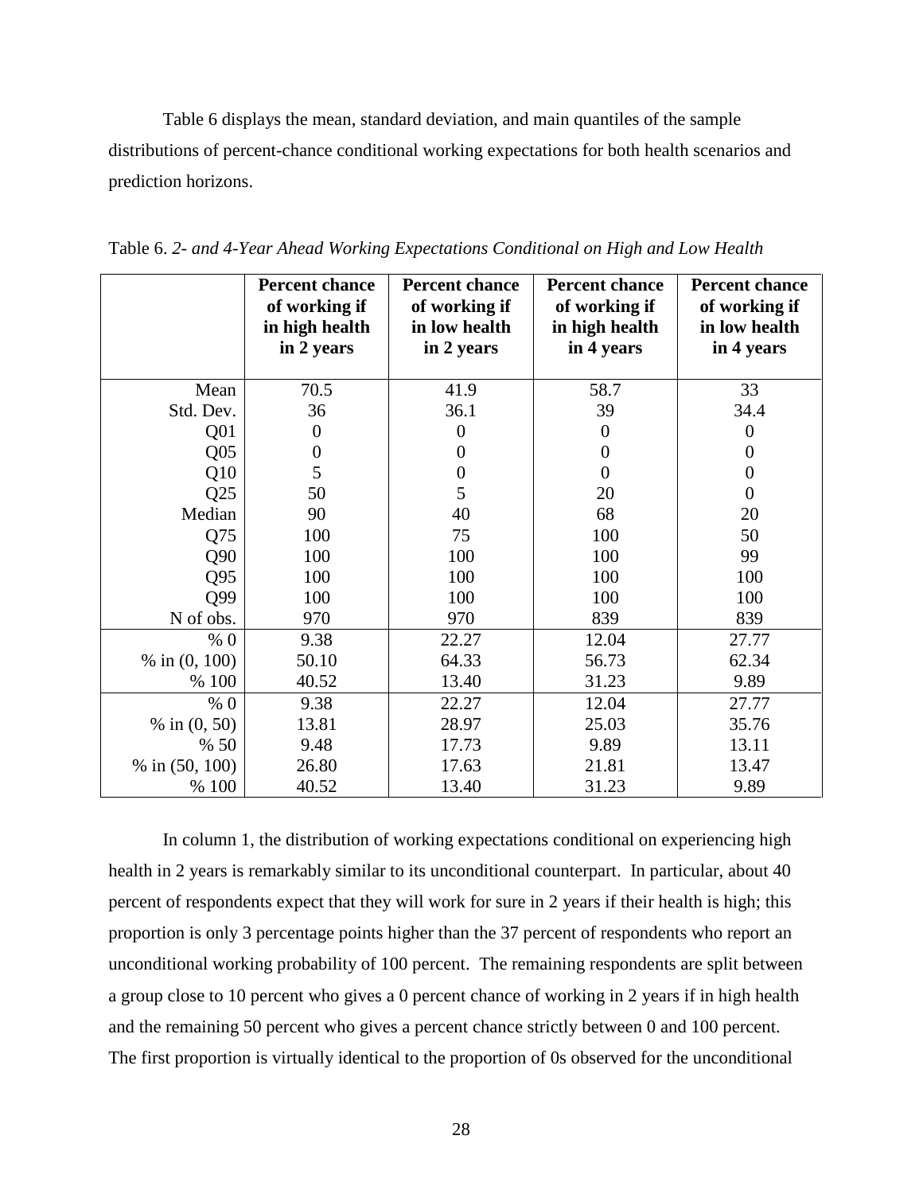Table 6 displays the mean, standard deviation, and main quantiles of the sample distributions of percent-chance conditional working expectations for both health scenarios and prediction horizons.

Table 6. *2- and 4-Year Ahead Working Expectations Conditional on High and Low Health*

| | **Percent chance of working if in high health in 2 years** | **Percent chance of working if in low health in 2 years** | **Percent chance of working if in high health in 4 years** | **Percent chance of working if in low health in 4 years** |
|---|---|---|---|---|
| Mean | 70.5 | 41.9 | 58.7 | 33 |
| Std. Dev. | 36 | 36.1 | 39 | 34.4 |
| Q01 | 0 | 0 | 0 | 0 |
| Q05 | 0 | 0 | 0 | 0 |
| Q10 | 5 | 0 | 0 | 0 |
| Q25 | 50 | 5 | 20 | 0 |
| Median | 90 | 40 | 68 | 20 |
| Q75 | 100 | 75 | 100 | 50 |
| Q90 | 100 | 100 | 100 | 99 |
| Q95 | 100 | 100 | 100 | 100 |
| Q99 | 100 | 100 | 100 | 100 |
| N of obs. | 970 | 970 | 839 | 839 |
| % 0 | 9.38 | 22.27 | 12.04 | 27.77 |
| % in (0, 100) | 50.10 | 64.33 | 56.73 | 62.34 |
| % 100 | 40.52 | 13.40 | 31.23 | 9.89 |
| % 0 | 9.38 | 22.27 | 12.04 | 27.77 |
| % in (0, 50) | 13.81 | 28.97 | 25.03 | 35.76 |
| % 50 | 9.48 | 17.73 | 9.89 | 13.11 |
| % in (50, 100) | 26.80 | 17.63 | 21.81 | 13.47 |
| % 100 | 40.52 | 13.40 | 31.23 | 9.89 |

In column 1, the distribution of working expectations conditional on experiencing high health in 2 years is remarkably similar to its unconditional counterpart. In particular, about 40 percent of respondents expect that they will work for sure in 2 years if their health is high; this proportion is only 3 percentage points higher than the 37 percent of respondents who report an unconditional working probability of 100 percent. The remaining respondents are split between a group close to 10 percent who gives a 0 percent chance of working in 2 years if in high health and the remaining 50 percent who gives a percent chance strictly between 0 and 100 percent. The first proportion is virtually identical to the proportion of 0s observed for the unconditional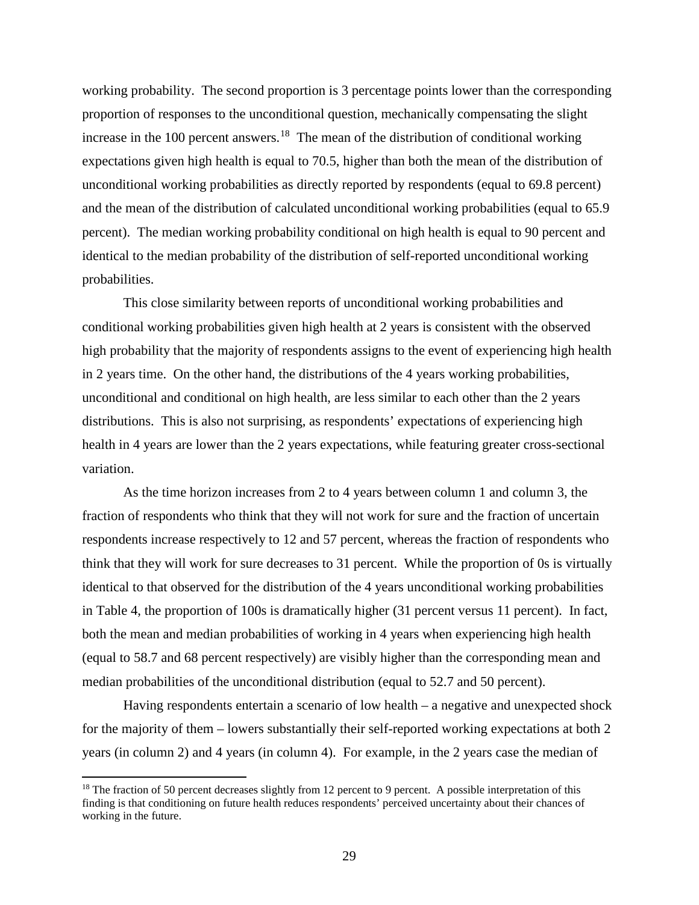working probability. The second proportion is 3 percentage points lower than the corresponding proportion of responses to the unconditional question, mechanically compensating the slight increase in the 100 percent answers.[18] The mean of the distribution of conditional working expectations given high health is equal to 70.5, higher than both the mean of the distribution of unconditional working probabilities as directly reported by respondents (equal to 69.8 percent) and the mean of the distribution of calculated unconditional working probabilities (equal to 65.9 percent). The median working probability conditional on high health is equal to 90 percent and identical to the median probability of the distribution of self-reported unconditional working probabilities.

This close similarity between reports of unconditional working probabilities and conditional working probabilities given high health at 2 years is consistent with the observed high probability that the majority of respondents assigns to the event of experiencing high health in 2 years time. On the other hand, the distributions of the 4 years working probabilities, unconditional and conditional on high health, are less similar to each other than the 2 years distributions. This is also not surprising, as respondents' expectations of experiencing high health in 4 years are lower than the 2 years expectations, while featuring greater cross-sectional variation.

As the time horizon increases from 2 to 4 years between column 1 and column 3, the fraction of respondents who think that they will not work for sure and the fraction of uncertain respondents increase respectively to 12 and 57 percent, whereas the fraction of respondents who think that they will work for sure decreases to 31 percent. While the proportion of 0s is virtually identical to that observed for the distribution of the 4 years unconditional working probabilities in Table 4, the proportion of 100s is dramatically higher (31 percent versus 11 percent). In fact, both the mean and median probabilities of working in 4 years when experiencing high health (equal to 58.7 and 68 percent respectively) are visibly higher than the corresponding mean and median probabilities of the unconditional distribution (equal to 52.7 and 50 percent).

Having respondents entertain a scenario of low health – a negative and unexpected shock for the majority of them – lowers substantially their self-reported working expectations at both 2 years (in column 2) and 4 years (in column 4). For example, in the 2 years case the median of

[18] The fraction of 50 percent decreases slightly from 12 percent to 9 percent. A possible interpretation of this finding is that conditioning on future health reduces respondents' perceived uncertainty about their chances of working in the future.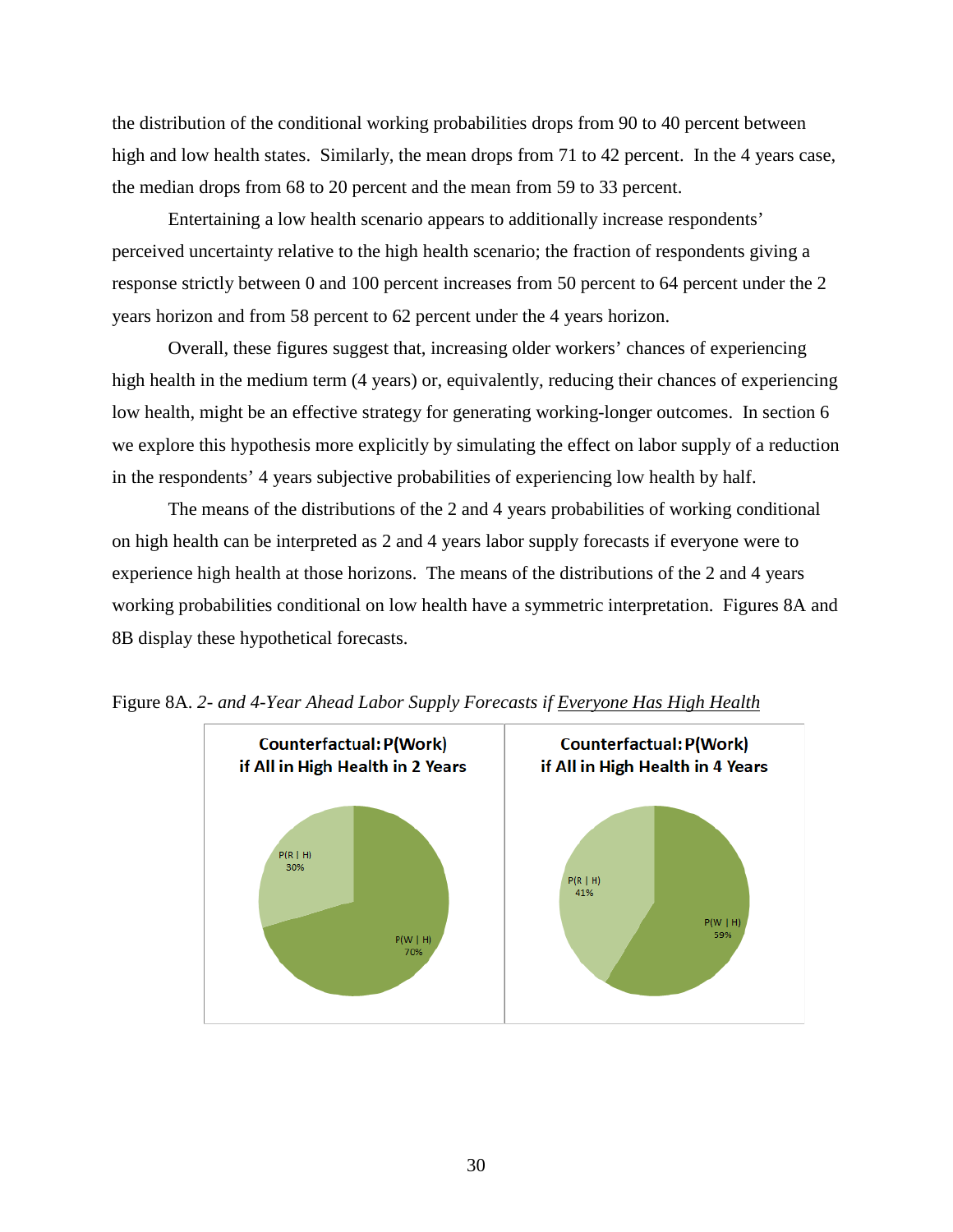the distribution of the conditional working probabilities drops from 90 to 40 percent between high and low health states. Similarly, the mean drops from 71 to 42 percent. In the 4 years case, the median drops from 68 to 20 percent and the mean from 59 to 33 percent.

Entertaining a low health scenario appears to additionally increase respondents' perceived uncertainty relative to the high health scenario; the fraction of respondents giving a response strictly between 0 and 100 percent increases from 50 percent to 64 percent under the 2 years horizon and from 58 percent to 62 percent under the 4 years horizon.

Overall, these figures suggest that, increasing older workers' chances of experiencing high health in the medium term (4 years) or, equivalently, reducing their chances of experiencing low health, might be an effective strategy for generating working-longer outcomes. In section 6 we explore this hypothesis more explicitly by simulating the effect on labor supply of a reduction in the respondents' 4 years subjective probabilities of experiencing low health by half.

The means of the distributions of the 2 and 4 years probabilities of working conditional on high health can be interpreted as 2 and 4 years labor supply forecasts if everyone were to experience high health at those horizons. The means of the distributions of the 2 and 4 years working probabilities conditional on low health have a symmetric interpretation. Figures 8A and 8B display these hypothetical forecasts.

Figure 8A. *2- and 4-Year Ahead Labor Supply Forecasts if Everyone Has High Health*

**Counterfactual: P(Work) if All in High Health in 2 Years**

P(R | H) 30%

P(W | H) 70%

**Counterfactual: P(Work) if All in High Health in 4 Years**

P(R | H) 41%

P(W | H) 59%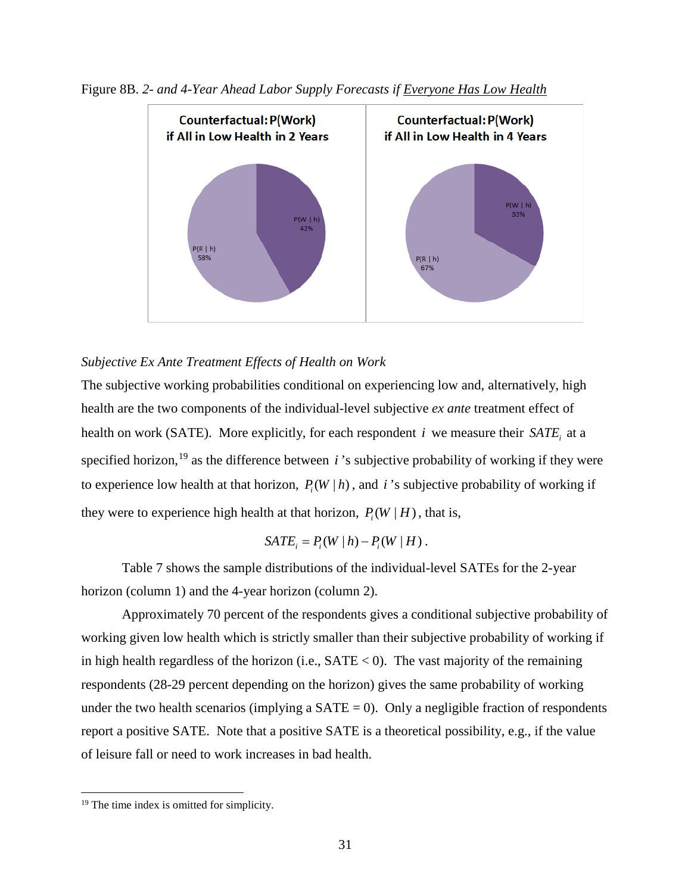Figure 8B. *2- and 4-Year Ahead Labor Supply Forecasts if Everyone Has Low Health*

Counterfactual: P(Work) if All in Low Health in 2 Years

P(W | h) 42%

P(R | h) 58%

Counterfactual: P(Work) if All in Low Health in 4 Years

P(W | h) 33%

P(R | h) 67%

*Subjective Ex Ante Treatment Effects of Health on Work*

The subjective working probabilities conditional on experiencing low and, alternatively, high health are the two components of the individual-level subjective *ex ante* treatment effect of health on work (SATE). More explicitly, for each respondent $i$ we measure their $SATE_i$ at a specified horizon,[19] as the difference between $i$'s subjective probability of working if they were to experience low health at that horizon, $P_i(W \mid h)$, and $i$'s subjective probability of working if they were to experience high health at that horizon, $P_i(W \mid H)$, that is,

$$SATE_i = P_i(W \mid h) - P_i(W \mid H).$$

Table 7 shows the sample distributions of the individual-level SATEs for the 2-year horizon (column 1) and the 4-year horizon (column 2).

Approximately 70 percent of the respondents gives a conditional subjective probability of working given low health which is strictly smaller than their subjective probability of working if in high health regardless of the horizon (i.e., SATE < 0). The vast majority of the remaining respondents (28-29 percent depending on the horizon) gives the same probability of working under the two health scenarios (implying a SATE = 0). Only a negligible fraction of respondents report a positive SATE. Note that a positive SATE is a theoretical possibility, e.g., if the value of leisure fall or need to work increases in bad health.

[19] The time index is omitted for simplicity.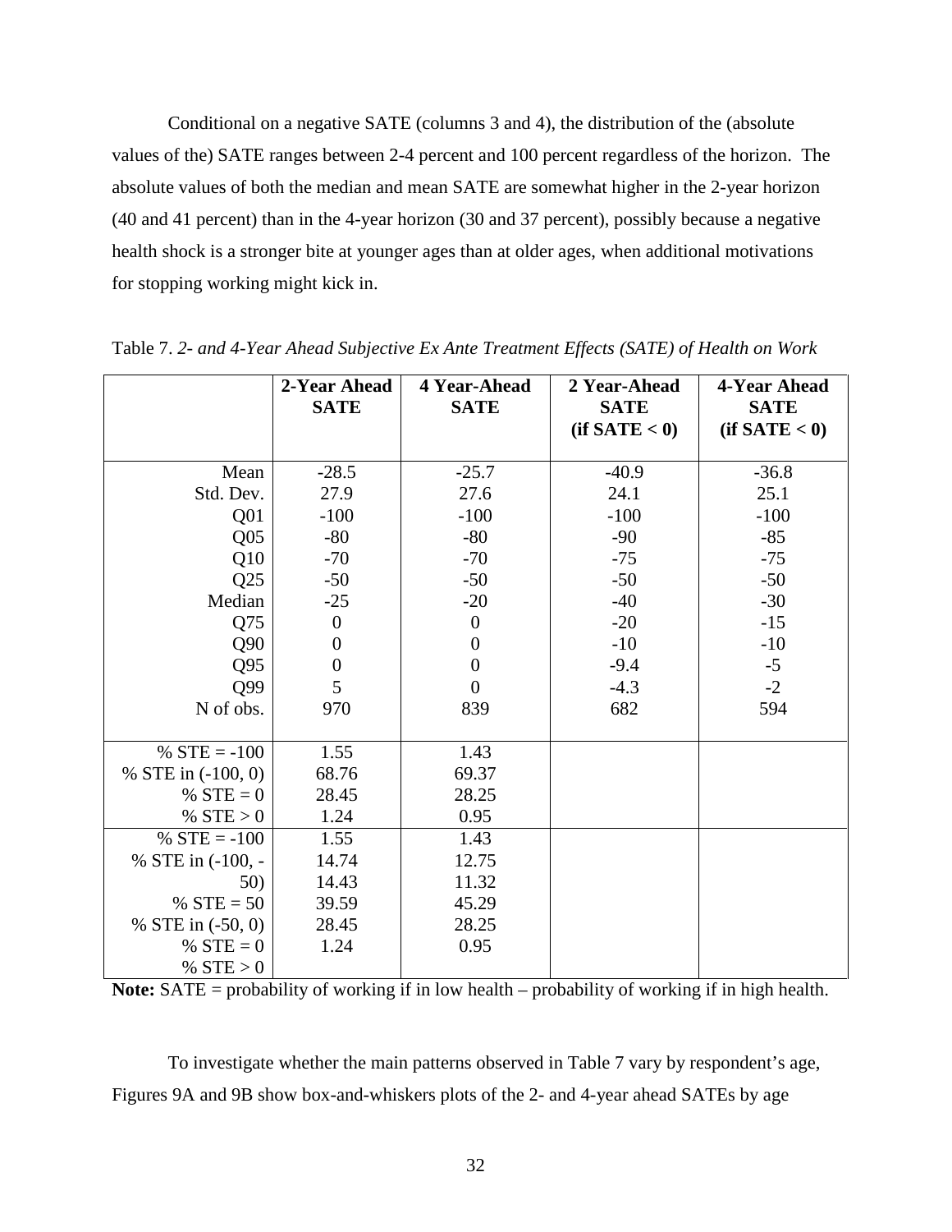Conditional on a negative SATE (columns 3 and 4), the distribution of the (absolute values of the) SATE ranges between 2-4 percent and 100 percent regardless of the horizon. The absolute values of both the median and mean SATE are somewhat higher in the 2-year horizon (40 and 41 percent) than in the 4-year horizon (30 and 37 percent), possibly because a negative health shock is a stronger bite at younger ages than at older ages, when additional motivations for stopping working might kick in.

Table 7. *2- and 4-Year Ahead Subjective Ex Ante Treatment Effects (SATE) of Health on Work*

| | **2-Year Ahead SATE** | **4 Year-Ahead SATE** | **2 Year-Ahead SATE (if SATE < 0)** | **4-Year Ahead SATE (if SATE < 0)** |
|---|---|---|---|---|
| Mean | -28.5 | -25.7 | -40.9 | -36.8 |
| Std. Dev. | 27.9 | 27.6 | 24.1 | 25.1 |
| Q01 | -100 | -100 | -100 | -100 |
| Q05 | -80 | -80 | -90 | -85 |
| Q10 | -70 | -70 | -75 | -75 |
| Q25 | -50 | -50 | -50 | -50 |
| Median | -25 | -20 | -40 | -30 |
| Q75 | 0 | 0 | -20 | -15 |
| Q90 | 0 | 0 | -10 | -10 |
| Q95 | 0 | 0 | -9.4 | -5 |
| Q99 | 5 | 0 | -4.3 | -2 |
| N of obs. | 970 | 839 | 682 | 594 |
| % STE = -100 | 1.55 | 1.43 | | |
| % STE in (-100, 0) | 68.76 | 69.37 | | |
| % STE = 0 | 28.45 | 28.25 | | |
| % STE > 0 | 1.24 | 0.95 | | |
| % STE = -100 | 1.55 | 1.43 | | |
| % STE in (-100, -50) | 14.74 | 12.75 | | |
| % STE = 50 | 14.43 | 11.32 | | |
| % STE in (-50, 0) | 39.59 | 45.29 | | |
| % STE = 0 | 28.45 | 28.25 | | |
| % STE > 0 | 1.24 | 0.95 | | |

**Note:** SATE = probability of working if in low health – probability of working if in high health.

To investigate whether the main patterns observed in Table 7 vary by respondent's age, Figures 9A and 9B show box-and-whiskers plots of the 2- and 4-year ahead SATEs by age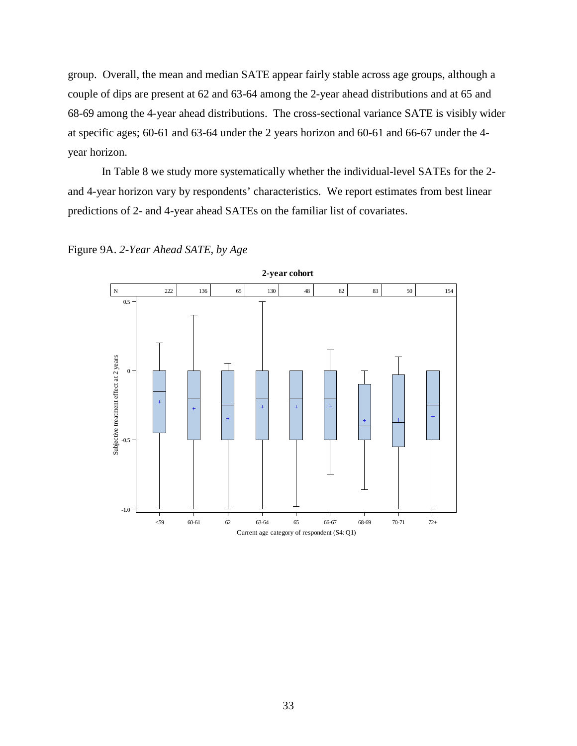group. Overall, the mean and median SATE appear fairly stable across age groups, although a couple of dips are present at 62 and 63-64 among the 2-year ahead distributions and at 65 and 68-69 among the 4-year ahead distributions. The cross-sectional variance SATE is visibly wider at specific ages; 60-61 and 63-64 under the 2 years horizon and 60-61 and 66-67 under the 4-year horizon.

In Table 8 we study more systematically whether the individual-level SATEs for the 2- and 4-year horizon vary by respondents' characteristics. We report estimates from best linear predictions of 2- and 4-year ahead SATEs on the familiar list of covariates.

Figure 9A. *2-Year Ahead SATE, by Age*

**2-year cohort**

| N | 222 | 136 | 65 | 130 | 48 | 82 | 83 | 50 | 154 |
|---|---|---|---|---|---|---|---|---|---|
| Current age category of respondent (S4: Q1) | <59 | 60-61 | 62 | 63-64 | 65 | 66-67 | 68-69 | 70-71 | 72+ |

Y-axis: Subjective treatment effect at 2 years (from -1.0 to 0.5)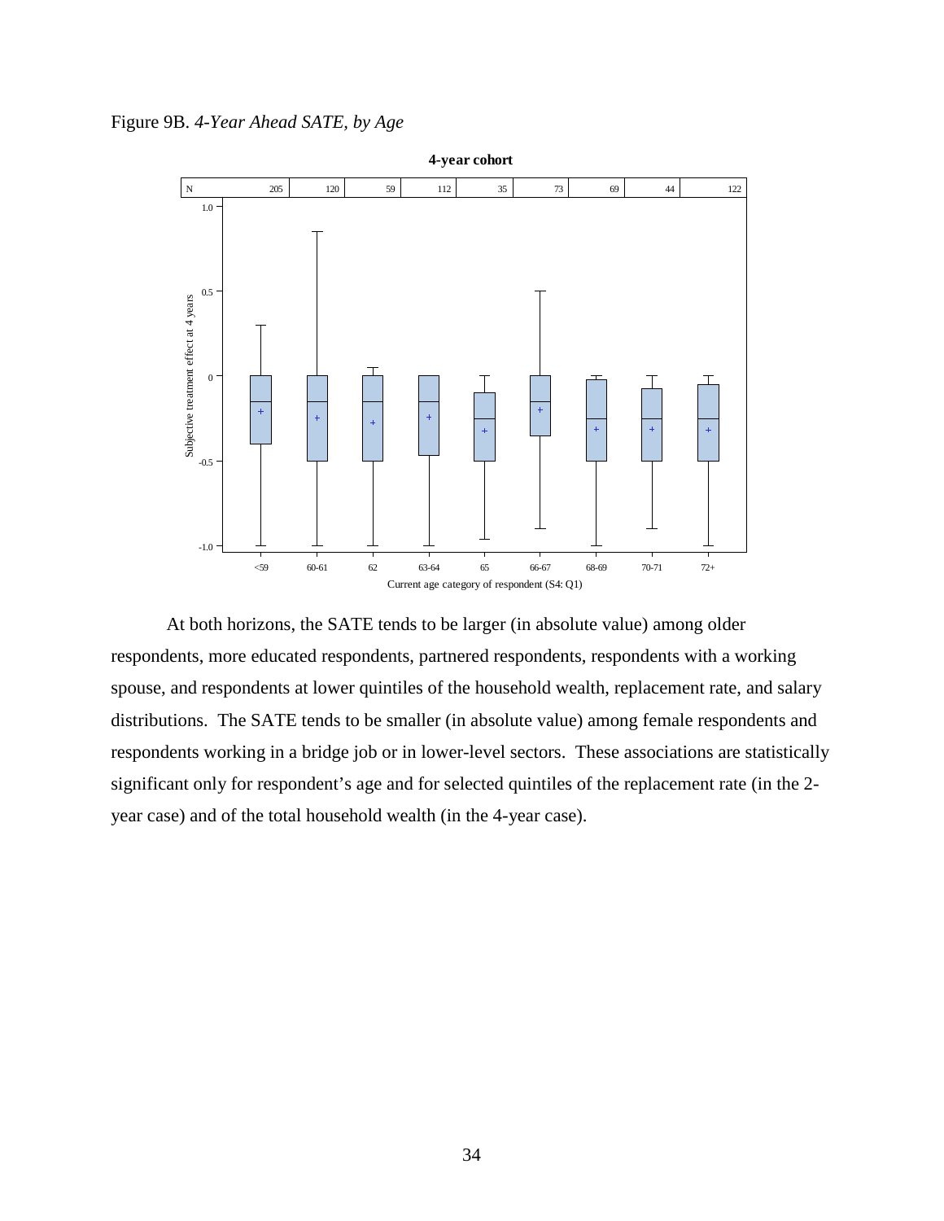Figure 9B. *4-Year Ahead SATE, by Age*

At both horizons, the SATE tends to be larger (in absolute value) among older respondents, more educated respondents, partnered respondents, respondents with a working spouse, and respondents at lower quintiles of the household wealth, replacement rate, and salary distributions. The SATE tends to be smaller (in absolute value) among female respondents and respondents working in a bridge job or in lower-level sectors. These associations are statistically significant only for respondent's age and for selected quintiles of the replacement rate (in the 2-year case) and of the total household wealth (in the 4-year case).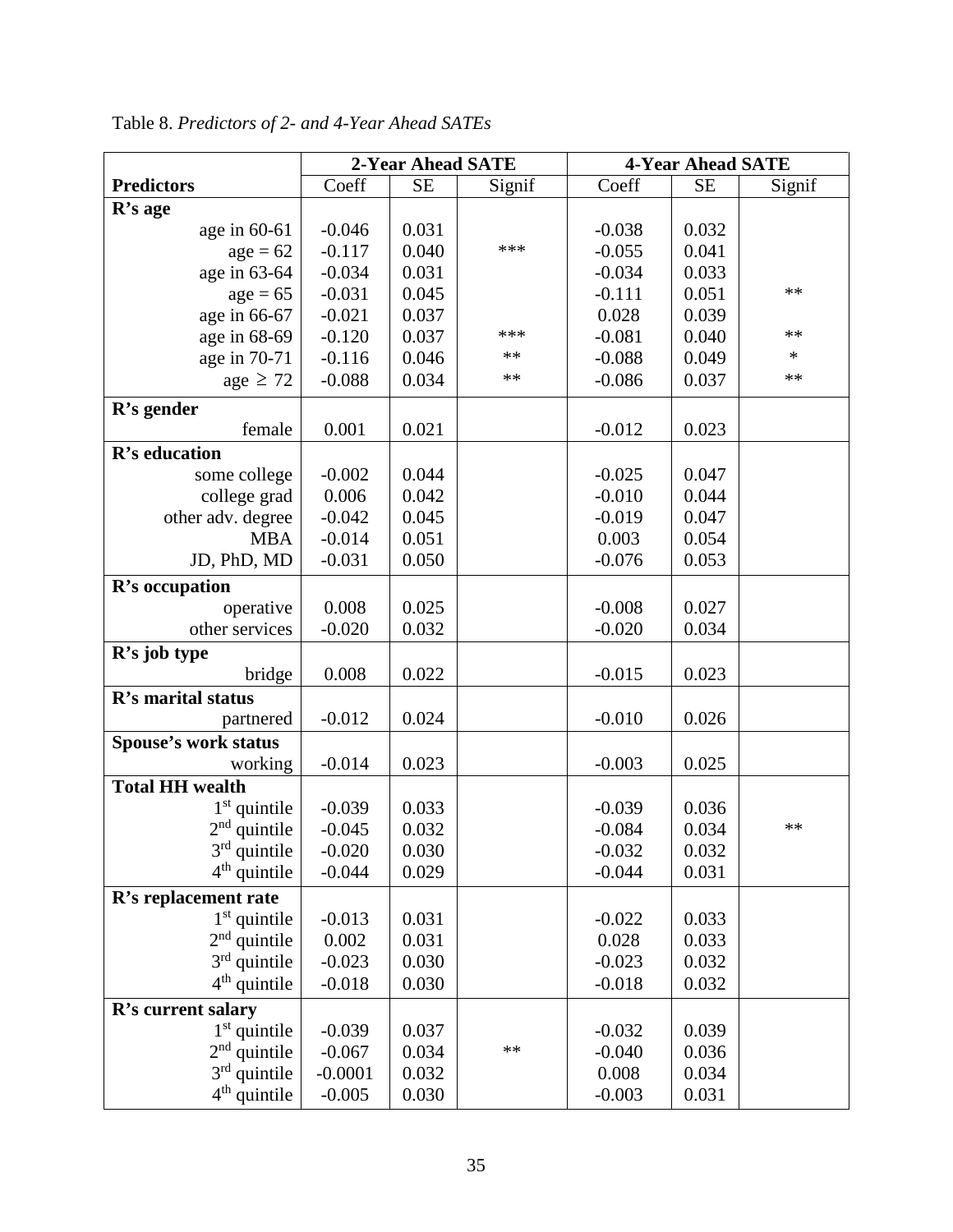Table 8. *Predictors of 2- and 4-Year Ahead SATEs*

| | 2-Year Ahead SATE | | | 4-Year Ahead SATE | | |
|---|---|---|---|---|---|---|
| **Predictors** | Coeff | SE | Signif | Coeff | SE | Signif |
| **R's age** | | | | | | |
| age in 60-61 | -0.046 | 0.031 | | -0.038 | 0.032 | |
| age = 62 | -0.117 | 0.040 | *** | -0.055 | 0.041 | |
| age in 63-64 | -0.034 | 0.031 | | -0.034 | 0.033 | |
| age = 65 | -0.031 | 0.045 | | -0.111 | 0.051 | ** |
| age in 66-67 | -0.021 | 0.037 | | 0.028 | 0.039 | |
| age in 68-69 | -0.120 | 0.037 | *** | -0.081 | 0.040 | ** |
| age in 70-71 | -0.116 | 0.046 | ** | -0.088 | 0.049 | * |
| age $\geq$ 72 | -0.088 | 0.034 | ** | -0.086 | 0.037 | ** |
| **R's gender** | | | | | | |
| female | 0.001 | 0.021 | | -0.012 | 0.023 | |
| **R's education** | | | | | | |
| some college | -0.002 | 0.044 | | -0.025 | 0.047 | |
| college grad | 0.006 | 0.042 | | -0.010 | 0.044 | |
| other adv. degree | -0.042 | 0.045 | | -0.019 | 0.047 | |
| MBA | -0.014 | 0.051 | | 0.003 | 0.054 | |
| JD, PhD, MD | -0.031 | 0.050 | | -0.076 | 0.053 | |
| **R's occupation** | | | | | | |
| operative | 0.008 | 0.025 | | -0.008 | 0.027 | |
| other services | -0.020 | 0.032 | | -0.020 | 0.034 | |
| **R's job type** | | | | | | |
| bridge | 0.008 | 0.022 | | -0.015 | 0.023 | |
| **R's marital status** | | | | | | |
| partnered | -0.012 | 0.024 | | -0.010 | 0.026 | |
| **Spouse's work status** | | | | | | |
| working | -0.014 | 0.023 | | -0.003 | 0.025 | |
| **Total HH wealth** | | | | | | |
| 1st quintile | -0.039 | 0.033 | | -0.039 | 0.036 | |
| 2nd quintile | -0.045 | 0.032 | | -0.084 | 0.034 | ** |
| 3rd quintile | -0.020 | 0.030 | | -0.032 | 0.032 | |
| 4th quintile | -0.044 | 0.029 | | -0.044 | 0.031 | |
| **R's replacement rate** | | | | | | |
| 1st quintile | -0.013 | 0.031 | | -0.022 | 0.033 | |
| 2nd quintile | 0.002 | 0.031 | | 0.028 | 0.033 | |
| 3rd quintile | -0.023 | 0.030 | | -0.023 | 0.032 | |
| 4th quintile | -0.018 | 0.030 | | -0.018 | 0.032 | |
| **R's current salary** | | | | | | |
| 1st quintile | -0.039 | 0.037 | | -0.032 | 0.039 | |
| 2nd quintile | -0.067 | 0.034 | ** | -0.040 | 0.036 | |
| 3rd quintile | -0.0001 | 0.032 | | 0.008 | 0.034 | |
| 4th quintile | -0.005 | 0.030 | | -0.003 | 0.031 | |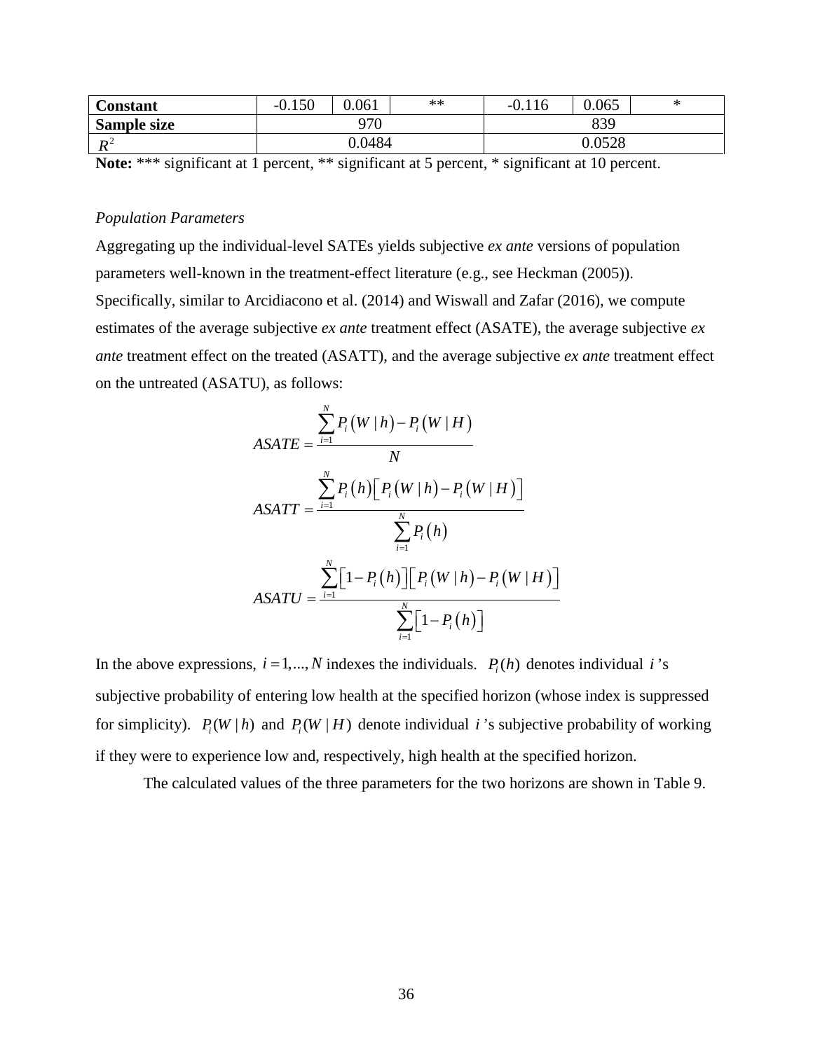| Constant | -0.150 | 0.061 | ** | -0.116 | 0.065 | * |
|---|---|---|---|---|---|---|
| Sample size | 970 | | | 839 | | |
| $R^2$ | 0.0484 | | | 0.0528 | | |

**Note:** *** significant at 1 percent, ** significant at 5 percent, * significant at 10 percent.

*Population Parameters*

Aggregating up the individual-level SATEs yields subjective *ex ante* versions of population parameters well-known in the treatment-effect literature (e.g., see Heckman (2005)). Specifically, similar to Arcidiacono et al. (2014) and Wiswall and Zafar (2016), we compute estimates of the average subjective *ex ante* treatment effect (ASATE), the average subjective *ex ante* treatment effect on the treated (ASATT), and the average subjective *ex ante* treatment effect on the untreated (ASATU), as follows:

$$ASATE = \frac{\sum_{i=1}^{N} P_i\left(W \mid h\right) - P_i\left(W \mid H\right)}{N}$$

$$ASATT = \frac{\sum_{i=1}^{N} P_i\left(h\right)\left[P_i\left(W \mid h\right) - P_i\left(W \mid H\right)\right]}{\sum_{i=1}^{N} P_i\left(h\right)}$$

$$ASATU = \frac{\sum_{i=1}^{N} \left[1 - P_i\left(h\right)\right]\left[P_i\left(W \mid h\right) - P_i\left(W \mid H\right)\right]}{\sum_{i=1}^{N} \left[1 - P_i\left(h\right)\right]}$$

In the above expressions, $i = 1,...,N$ indexes the individuals. $P_i(h)$ denotes individual $i$'s subjective probability of entering low health at the specified horizon (whose index is suppressed for simplicity). $P_i(W \mid h)$ and $P_i(W \mid H)$ denote individual $i$'s subjective probability of working if they were to experience low and, respectively, high health at the specified horizon.

The calculated values of the three parameters for the two horizons are shown in Table 9.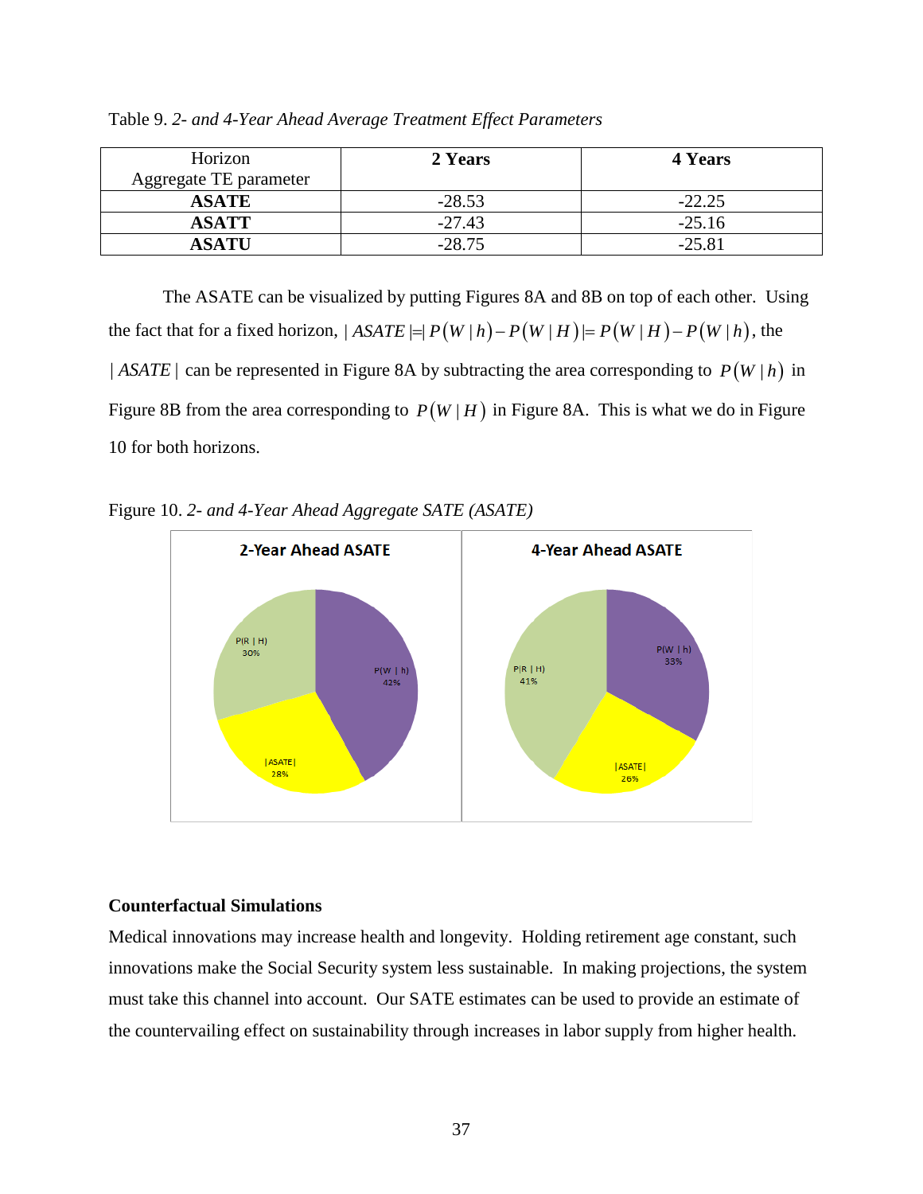Table 9. *2- and 4-Year Ahead Average Treatment Effect Parameters*

| Horizon<br>Aggregate TE parameter | **2 Years** | **4 Years** |
|---|---|---|
| **ASATE** | -28.53 | -22.25 |
| **ASATT** | -27.43 | -25.16 |
| **ASATU** | -28.75 | -25.81 |

The ASATE can be visualized by putting Figures 8A and 8B on top of each other. Using the fact that for a fixed horizon, $|ASATE| = |P(W|h) - P(W|H)| = P(W|H) - P(W|h)$, the $|ASATE|$ can be represented in Figure 8A by subtracting the area corresponding to $P(W|h)$ in Figure 8B from the area corresponding to $P(W|H)$ in Figure 8A. This is what we do in Figure 10 for both horizons.

Figure 10. *2- and 4-Year Ahead Aggregate SATE (ASATE)*

**2-Year Ahead ASATE**: P(R | H) 30%; P(W | h) 42%; |ASATE| 28%

**4-Year Ahead ASATE**: P(R | H) 41%; P(W | h) 33%; |ASATE| 26%

**Counterfactual Simulations**

Medical innovations may increase health and longevity. Holding retirement age constant, such innovations make the Social Security system less sustainable. In making projections, the system must take this channel into account. Our SATE estimates can be used to provide an estimate of the countervailing effect on sustainability through increases in labor supply from higher health.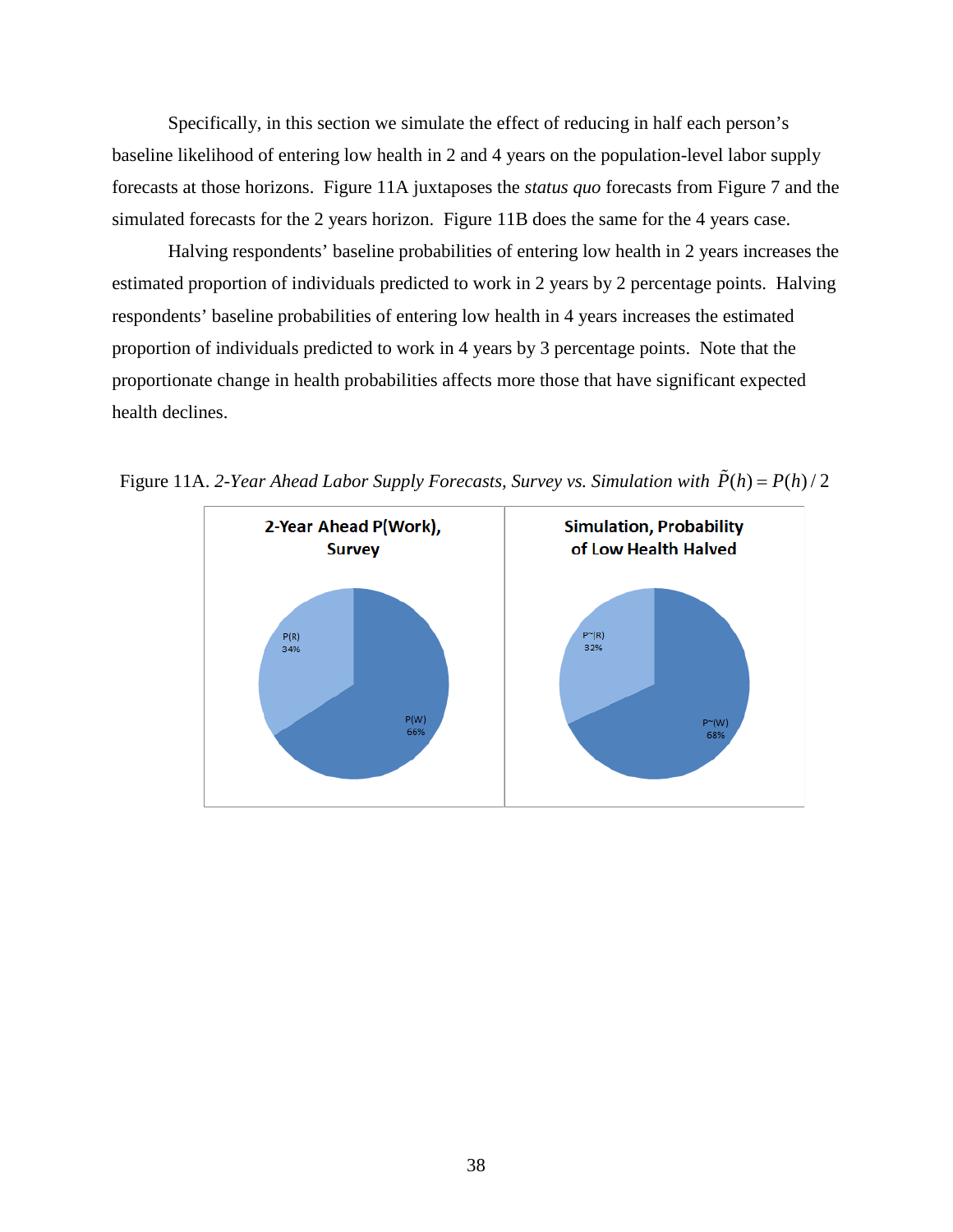Specifically, in this section we simulate the effect of reducing in half each person's baseline likelihood of entering low health in 2 and 4 years on the population-level labor supply forecasts at those horizons. Figure 11A juxtaposes the *status quo* forecasts from Figure 7 and the simulated forecasts for the 2 years horizon. Figure 11B does the same for the 4 years case.

Halving respondents' baseline probabilities of entering low health in 2 years increases the estimated proportion of individuals predicted to work in 2 years by 2 percentage points. Halving respondents' baseline probabilities of entering low health in 4 years increases the estimated proportion of individuals predicted to work in 4 years by 3 percentage points. Note that the proportionate change in health probabilities affects more those that have significant expected health declines.

Figure 11A. *2-Year Ahead Labor Supply Forecasts, Survey vs. Simulation with* $\tilde{P}(h) = P(h)/2$

| 2-Year Ahead P(Work), Survey | | Simulation, Probability of Low Health Halved | |
|---|---|---|---|
| P(R) | 34% | P~(R) | 32% |
| P(W) | 66% | P~(W) | 68% |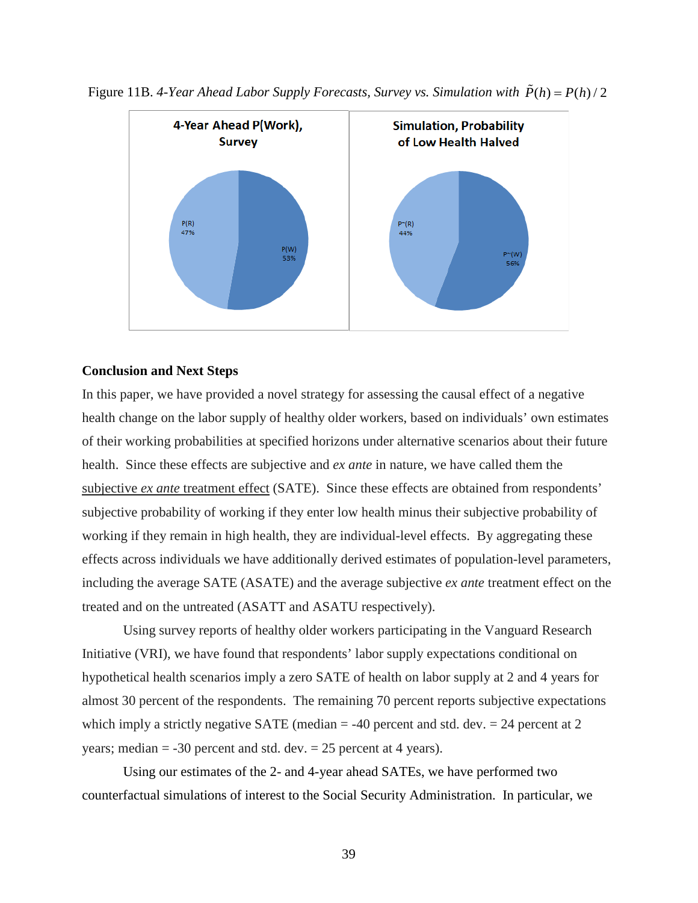Figure 11B. *4-Year Ahead Labor Supply Forecasts, Survey vs. Simulation with* $\tilde{P}(h) = P(h)/2$

**Conclusion and Next Steps**

In this paper, we have provided a novel strategy for assessing the causal effect of a negative health change on the labor supply of healthy older workers, based on individuals' own estimates of their working probabilities at specified horizons under alternative scenarios about their future health. Since these effects are subjective and *ex ante* in nature, we have called them the subjective *ex ante* treatment effect (SATE). Since these effects are obtained from respondents' subjective probability of working if they enter low health minus their subjective probability of working if they remain in high health, they are individual-level effects. By aggregating these effects across individuals we have additionally derived estimates of population-level parameters, including the average SATE (ASATE) and the average subjective *ex ante* treatment effect on the treated and on the untreated (ASATT and ASATU respectively).

Using survey reports of healthy older workers participating in the Vanguard Research Initiative (VRI), we have found that respondents' labor supply expectations conditional on hypothetical health scenarios imply a zero SATE of health on labor supply at 2 and 4 years for almost 30 percent of the respondents. The remaining 70 percent reports subjective expectations which imply a strictly negative SATE (median = -40 percent and std. dev. = 24 percent at 2 years; median = -30 percent and std. dev. = 25 percent at 4 years).

Using our estimates of the 2- and 4-year ahead SATEs, we have performed two counterfactual simulations of interest to the Social Security Administration. In particular, we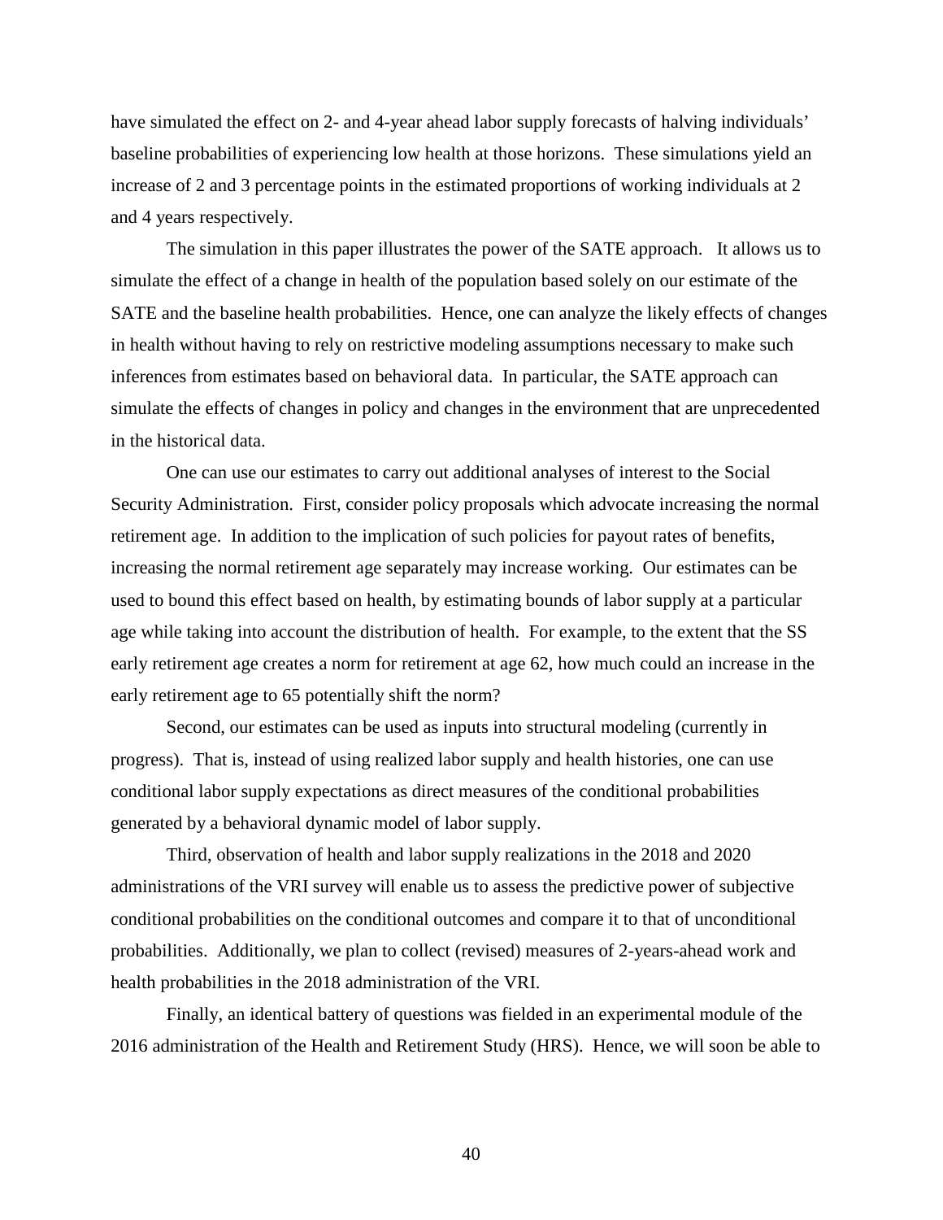have simulated the effect on 2- and 4-year ahead labor supply forecasts of halving individuals' baseline probabilities of experiencing low health at those horizons. These simulations yield an increase of 2 and 3 percentage points in the estimated proportions of working individuals at 2 and 4 years respectively.

The simulation in this paper illustrates the power of the SATE approach. It allows us to simulate the effect of a change in health of the population based solely on our estimate of the SATE and the baseline health probabilities. Hence, one can analyze the likely effects of changes in health without having to rely on restrictive modeling assumptions necessary to make such inferences from estimates based on behavioral data. In particular, the SATE approach can simulate the effects of changes in policy and changes in the environment that are unprecedented in the historical data.

One can use our estimates to carry out additional analyses of interest to the Social Security Administration. First, consider policy proposals which advocate increasing the normal retirement age. In addition to the implication of such policies for payout rates of benefits, increasing the normal retirement age separately may increase working. Our estimates can be used to bound this effect based on health, by estimating bounds of labor supply at a particular age while taking into account the distribution of health. For example, to the extent that the SS early retirement age creates a norm for retirement at age 62, how much could an increase in the early retirement age to 65 potentially shift the norm?

Second, our estimates can be used as inputs into structural modeling (currently in progress). That is, instead of using realized labor supply and health histories, one can use conditional labor supply expectations as direct measures of the conditional probabilities generated by a behavioral dynamic model of labor supply.

Third, observation of health and labor supply realizations in the 2018 and 2020 administrations of the VRI survey will enable us to assess the predictive power of subjective conditional probabilities on the conditional outcomes and compare it to that of unconditional probabilities. Additionally, we plan to collect (revised) measures of 2-years-ahead work and health probabilities in the 2018 administration of the VRI.

Finally, an identical battery of questions was fielded in an experimental module of the 2016 administration of the Health and Retirement Study (HRS). Hence, we will soon be able to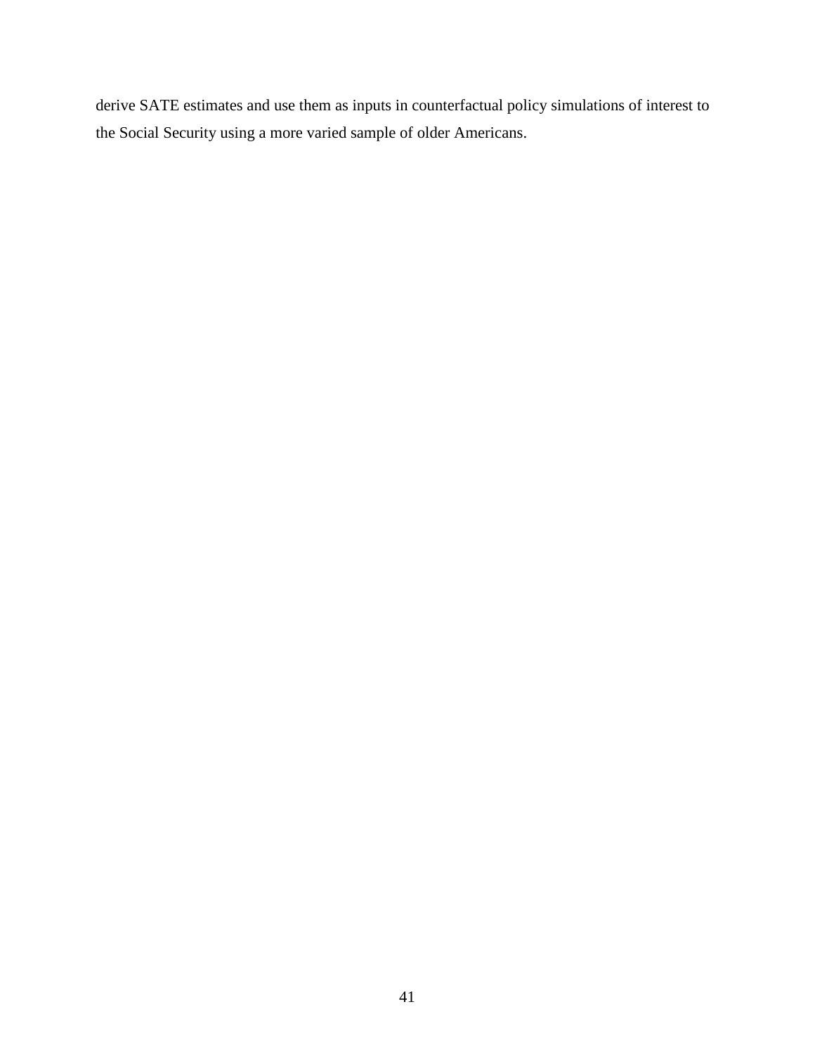derive SATE estimates and use them as inputs in counterfactual policy simulations of interest to the Social Security using a more varied sample of older Americans.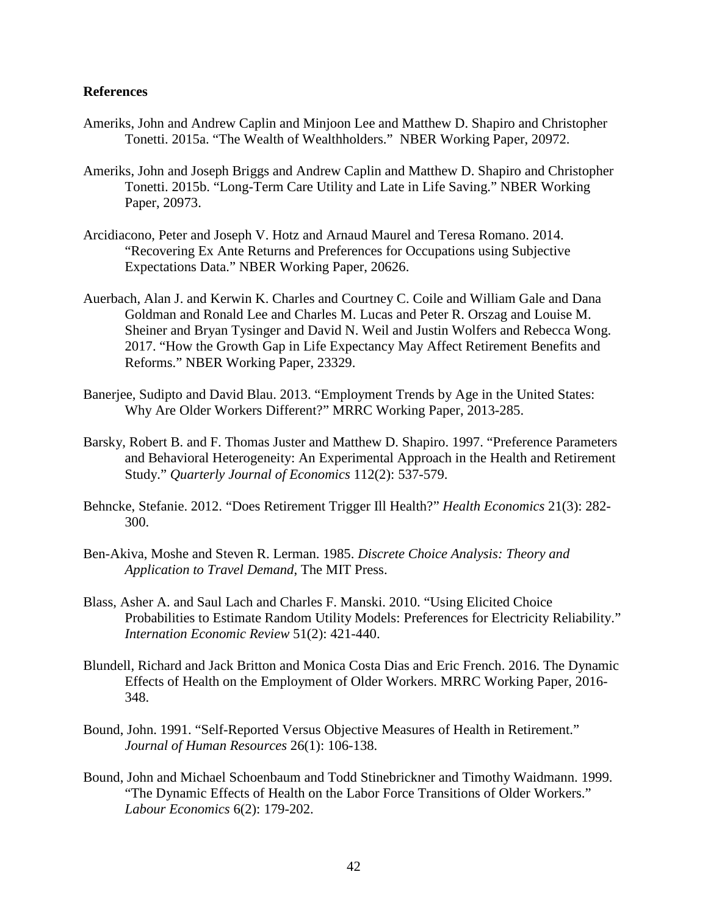**References**

Ameriks, John and Andrew Caplin and Minjoon Lee and Matthew D. Shapiro and Christopher Tonetti. 2015a. "The Wealth of Wealthholders." NBER Working Paper, 20972.

Ameriks, John and Joseph Briggs and Andrew Caplin and Matthew D. Shapiro and Christopher Tonetti. 2015b. "Long-Term Care Utility and Late in Life Saving." NBER Working Paper, 20973.

Arcidiacono, Peter and Joseph V. Hotz and Arnaud Maurel and Teresa Romano. 2014. "Recovering Ex Ante Returns and Preferences for Occupations using Subjective Expectations Data." NBER Working Paper, 20626.

Auerbach, Alan J. and Kerwin K. Charles and Courtney C. Coile and William Gale and Dana Goldman and Ronald Lee and Charles M. Lucas and Peter R. Orszag and Louise M. Sheiner and Bryan Tysinger and David N. Weil and Justin Wolfers and Rebecca Wong. 2017. "How the Growth Gap in Life Expectancy May Affect Retirement Benefits and Reforms." NBER Working Paper, 23329.

Banerjee, Sudipto and David Blau. 2013. "Employment Trends by Age in the United States: Why Are Older Workers Different?" MRRC Working Paper, 2013-285.

Barsky, Robert B. and F. Thomas Juster and Matthew D. Shapiro. 1997. "Preference Parameters and Behavioral Heterogeneity: An Experimental Approach in the Health and Retirement Study." *Quarterly Journal of Economics* 112(2): 537-579.

Behncke, Stefanie. 2012. "Does Retirement Trigger Ill Health?" *Health Economics* 21(3): 282-300.

Ben-Akiva, Moshe and Steven R. Lerman. 1985. *Discrete Choice Analysis: Theory and Application to Travel Demand*, The MIT Press.

Blass, Asher A. and Saul Lach and Charles F. Manski. 2010. "Using Elicited Choice Probabilities to Estimate Random Utility Models: Preferences for Electricity Reliability." *Internation Economic Review* 51(2): 421-440.

Blundell, Richard and Jack Britton and Monica Costa Dias and Eric French. 2016. The Dynamic Effects of Health on the Employment of Older Workers. MRRC Working Paper, 2016-348.

Bound, John. 1991. "Self-Reported Versus Objective Measures of Health in Retirement." *Journal of Human Resources* 26(1): 106-138.

Bound, John and Michael Schoenbaum and Todd Stinebrickner and Timothy Waidmann. 1999. "The Dynamic Effects of Health on the Labor Force Transitions of Older Workers." *Labour Economics* 6(2): 179-202.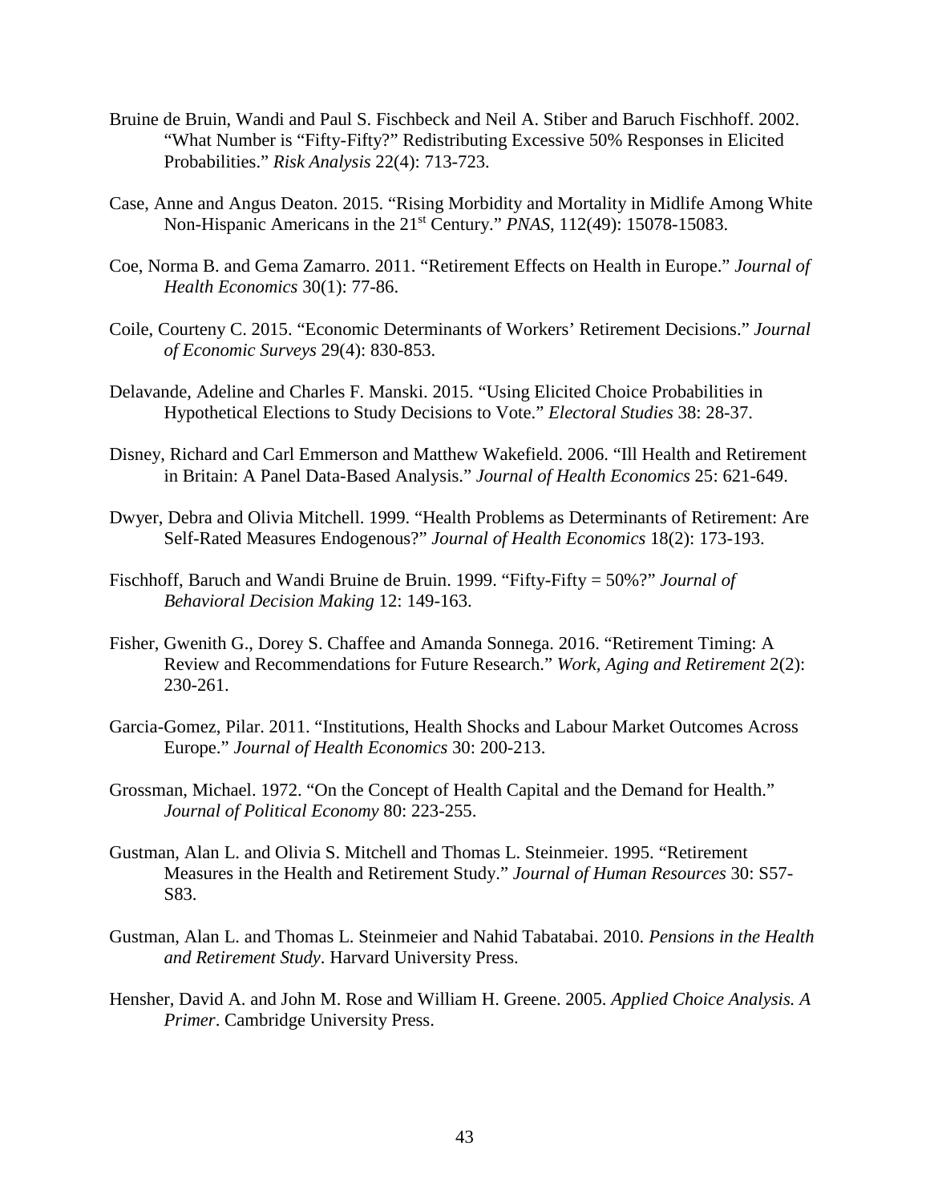Bruine de Bruin, Wandi and Paul S. Fischbeck and Neil A. Stiber and Baruch Fischhoff. 2002. "What Number is "Fifty-Fifty?" Redistributing Excessive 50% Responses in Elicited Probabilities." *Risk Analysis* 22(4): 713-723.

Case, Anne and Angus Deaton. 2015. "Rising Morbidity and Mortality in Midlife Among White Non-Hispanic Americans in the 21st Century." *PNAS*, 112(49): 15078-15083.

Coe, Norma B. and Gema Zamarro. 2011. "Retirement Effects on Health in Europe." *Journal of Health Economics* 30(1): 77-86.

Coile, Courteny C. 2015. "Economic Determinants of Workers' Retirement Decisions." *Journal of Economic Surveys* 29(4): 830-853.

Delavande, Adeline and Charles F. Manski. 2015. "Using Elicited Choice Probabilities in Hypothetical Elections to Study Decisions to Vote." *Electoral Studies* 38: 28-37.

Disney, Richard and Carl Emmerson and Matthew Wakefield. 2006. "Ill Health and Retirement in Britain: A Panel Data-Based Analysis." *Journal of Health Economics* 25: 621-649.

Dwyer, Debra and Olivia Mitchell. 1999. "Health Problems as Determinants of Retirement: Are Self-Rated Measures Endogenous?" *Journal of Health Economics* 18(2): 173-193.

Fischhoff, Baruch and Wandi Bruine de Bruin. 1999. "Fifty-Fifty = 50%?" *Journal of Behavioral Decision Making* 12: 149-163.

Fisher, Gwenith G., Dorey S. Chaffee and Amanda Sonnega. 2016. "Retirement Timing: A Review and Recommendations for Future Research." *Work, Aging and Retirement* 2(2): 230-261.

Garcia-Gomez, Pilar. 2011. "Institutions, Health Shocks and Labour Market Outcomes Across Europe." *Journal of Health Economics* 30: 200-213.

Grossman, Michael. 1972. "On the Concept of Health Capital and the Demand for Health." *Journal of Political Economy* 80: 223-255.

Gustman, Alan L. and Olivia S. Mitchell and Thomas L. Steinmeier. 1995. "Retirement Measures in the Health and Retirement Study." *Journal of Human Resources* 30: S57-S83.

Gustman, Alan L. and Thomas L. Steinmeier and Nahid Tabatabai. 2010. *Pensions in the Health and Retirement Study*. Harvard University Press.

Hensher, David A. and John M. Rose and William H. Greene. 2005. *Applied Choice Analysis. A Primer*. Cambridge University Press.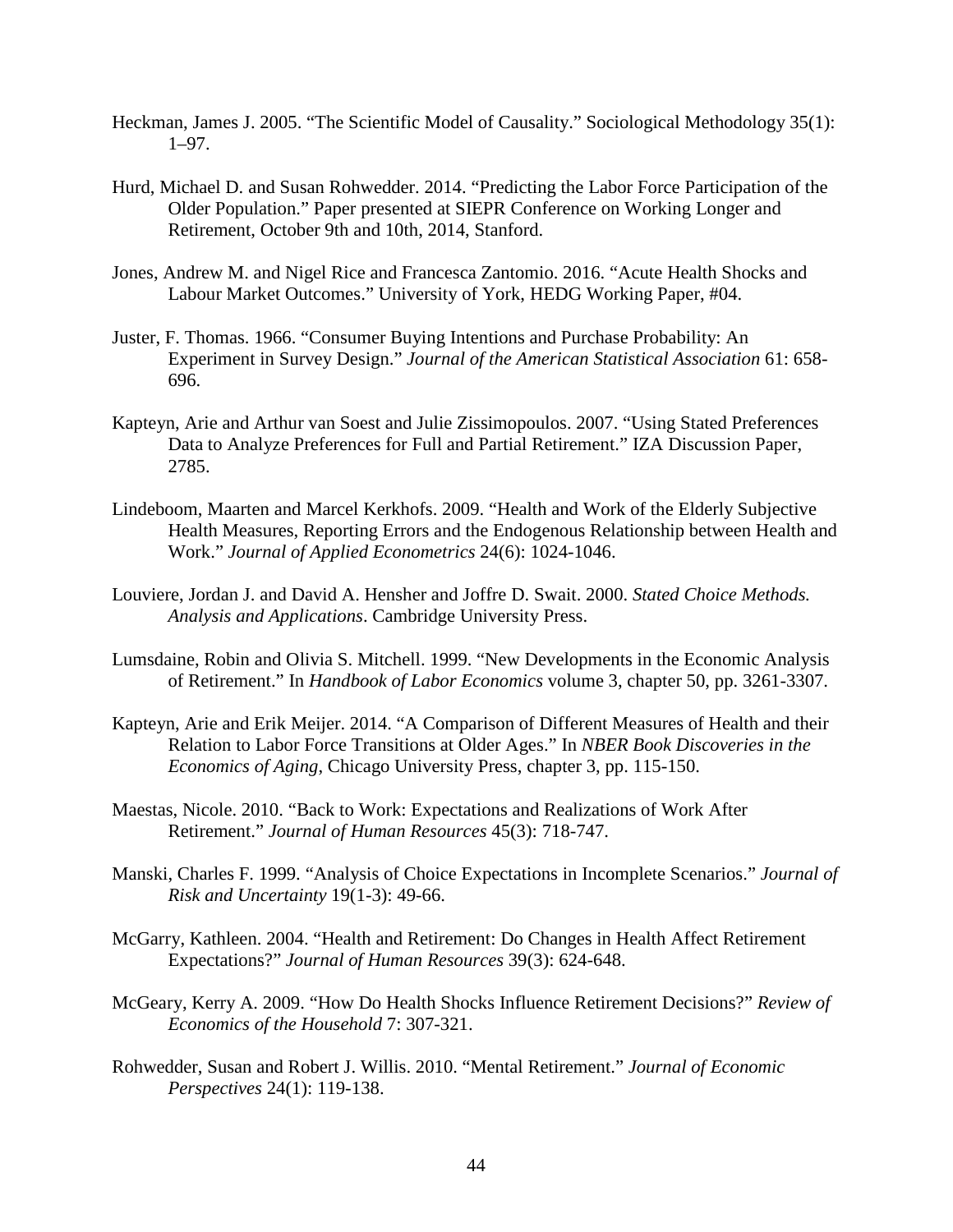Heckman, James J. 2005. "The Scientific Model of Causality." Sociological Methodology 35(1): 1–97.

Hurd, Michael D. and Susan Rohwedder. 2014. "Predicting the Labor Force Participation of the Older Population." Paper presented at SIEPR Conference on Working Longer and Retirement, October 9th and 10th, 2014, Stanford.

Jones, Andrew M. and Nigel Rice and Francesca Zantomio. 2016. "Acute Health Shocks and Labour Market Outcomes." University of York, HEDG Working Paper, #04.

Juster, F. Thomas. 1966. "Consumer Buying Intentions and Purchase Probability: An Experiment in Survey Design." *Journal of the American Statistical Association* 61: 658-696.

Kapteyn, Arie and Arthur van Soest and Julie Zissimopoulos. 2007. "Using Stated Preferences Data to Analyze Preferences for Full and Partial Retirement." IZA Discussion Paper, 2785.

Lindeboom, Maarten and Marcel Kerkhofs. 2009. "Health and Work of the Elderly Subjective Health Measures, Reporting Errors and the Endogenous Relationship between Health and Work." *Journal of Applied Econometrics* 24(6): 1024-1046.

Louviere, Jordan J. and David A. Hensher and Joffre D. Swait. 2000. *Stated Choice Methods. Analysis and Applications*. Cambridge University Press.

Lumsdaine, Robin and Olivia S. Mitchell. 1999. "New Developments in the Economic Analysis of Retirement." In *Handbook of Labor Economics* volume 3, chapter 50, pp. 3261-3307.

Kapteyn, Arie and Erik Meijer. 2014. "A Comparison of Different Measures of Health and their Relation to Labor Force Transitions at Older Ages." In *NBER Book Discoveries in the Economics of Aging*, Chicago University Press, chapter 3, pp. 115-150.

Maestas, Nicole. 2010. "Back to Work: Expectations and Realizations of Work After Retirement." *Journal of Human Resources* 45(3): 718-747.

Manski, Charles F. 1999. "Analysis of Choice Expectations in Incomplete Scenarios." *Journal of Risk and Uncertainty* 19(1-3): 49-66.

McGarry, Kathleen. 2004. "Health and Retirement: Do Changes in Health Affect Retirement Expectations?" *Journal of Human Resources* 39(3): 624-648.

McGeary, Kerry A. 2009. "How Do Health Shocks Influence Retirement Decisions?" *Review of Economics of the Household* 7: 307-321.

Rohwedder, Susan and Robert J. Willis. 2010. "Mental Retirement." *Journal of Economic Perspectives* 24(1): 119-138.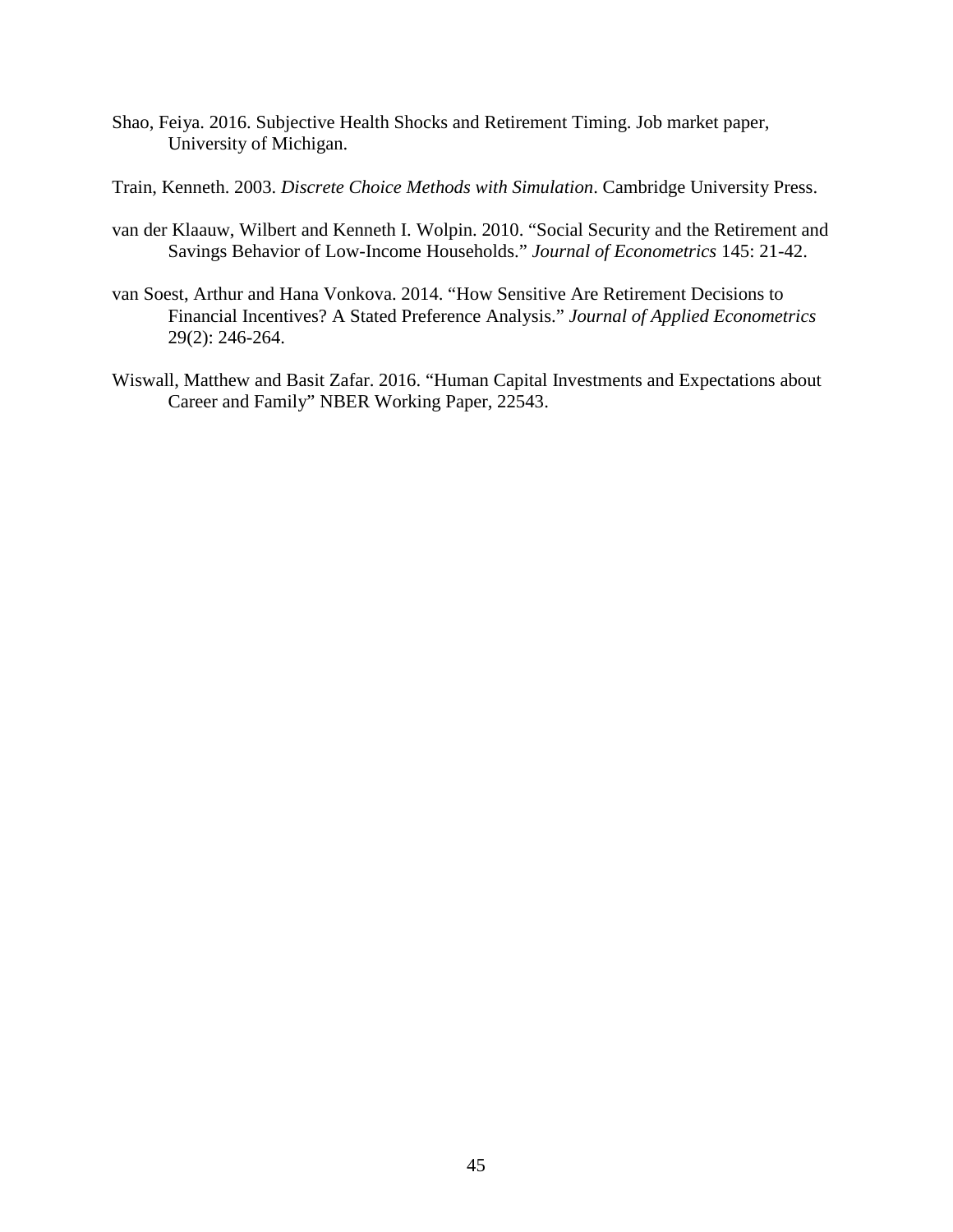Shao, Feiya. 2016. Subjective Health Shocks and Retirement Timing. Job market paper, University of Michigan.

Train, Kenneth. 2003. *Discrete Choice Methods with Simulation*. Cambridge University Press.

van der Klaauw, Wilbert and Kenneth I. Wolpin. 2010. "Social Security and the Retirement and Savings Behavior of Low-Income Households." *Journal of Econometrics* 145: 21-42.

van Soest, Arthur and Hana Vonkova. 2014. "How Sensitive Are Retirement Decisions to Financial Incentives? A Stated Preference Analysis." *Journal of Applied Econometrics* 29(2): 246-264.

Wiswall, Matthew and Basit Zafar. 2016. "Human Capital Investments and Expectations about Career and Family" NBER Working Paper, 22543.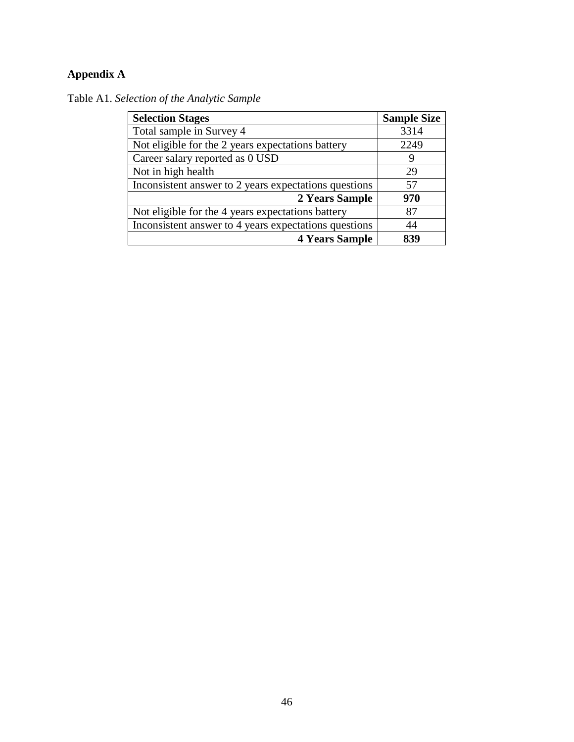## Appendix A

Table A1. *Selection of the Analytic Sample*

| **Selection Stages** | **Sample Size** |
|---|---|
| Total sample in Survey 4 | 3314 |
| Not eligible for the 2 years expectations battery | 2249 |
| Career salary reported as 0 USD | 9 |
| Not in high health | 29 |
| Inconsistent answer to 2 years expectations questions | 57 |
| **2 Years Sample** | **970** |
| Not eligible for the 4 years expectations battery | 87 |
| Inconsistent answer to 4 years expectations questions | 44 |
| **4 Years Sample** | **839** |